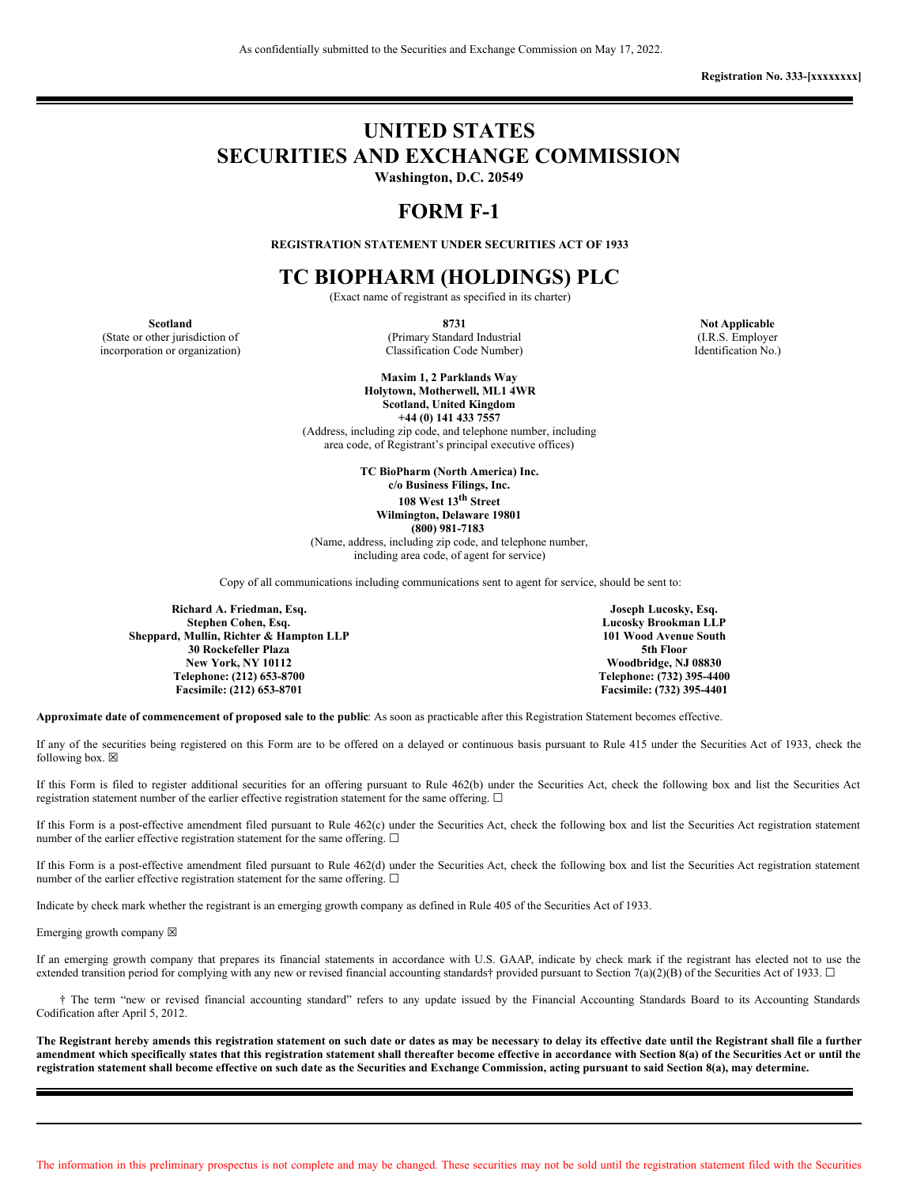As confidentially submitted to the Securities and Exchange Commission on May 17, 2022.

**Registration No. 333-[xxxxxxxx]**

---

# UNITED STATES SECURITIES AND EXCHANGE COMMISSION

**Washington, D.C. 20549**

# FORM F-1

**REGISTRATION STATEMENT UNDER SECURITIES ACT OF 1933**

# TC BIOPHARM (HOLDINGS) PLC

(Exact name of registrant as specified in its charter)

| **Scotland** | **8731** | **Not Applicable** |
|---|---|---|
| (State or other jurisdiction of incorporation or organization) | (Primary Standard Industrial Classification Code Number) | (I.R.S. Employer Identification No.) |

**Maxim 1, 2 Parklands Way**
**Holytown, Motherwell, ML1 4WR**
**Scotland, United Kingdom**
**+44 (0) 141 433 7557**
(Address, including zip code, and telephone number, including area code, of Registrant's principal executive offices)

**TC BioPharm (North America) Inc.**
**c/o Business Filings, Inc.**
**108 West 13th Street**
**Wilmington, Delaware 19801**
**(800) 981-7183**
(Name, address, including zip code, and telephone number, including area code, of agent for service)

Copy of all communications including communications sent to agent for service, should be sent to:

| **Richard A. Friedman, Esq.**<br>**Stephen Cohen, Esq.**<br>**Sheppard, Mullin, Richter & Hampton LLP**<br>**30 Rockefeller Plaza**<br>**New York, NY 10112**<br>**Telephone: (212) 653-8700**<br>**Facsimile: (212) 653-8701** | **Joseph Lucosky, Esq.**<br>**Lucosky Brookman LLP**<br>**101 Wood Avenue South**<br>**5th Floor**<br>**Woodbridge, NJ 08830**<br>**Telephone: (732) 395-4400**<br>**Facsimile: (732) 395-4401** |
|---|---|

**Approximate date of commencement of proposed sale to the public**: As soon as practicable after this Registration Statement becomes effective.

If any of the securities being registered on this Form are to be offered on a delayed or continuous basis pursuant to Rule 415 under the Securities Act of 1933, check the following box. ☒

If this Form is filed to register additional securities for an offering pursuant to Rule 462(b) under the Securities Act, check the following box and list the Securities Act registration statement number of the earlier effective registration statement for the same offering. ☐

If this Form is a post-effective amendment filed pursuant to Rule 462(c) under the Securities Act, check the following box and list the Securities Act registration statement number of the earlier effective registration statement for the same offering. ☐

If this Form is a post-effective amendment filed pursuant to Rule 462(d) under the Securities Act, check the following box and list the Securities Act registration statement number of the earlier effective registration statement for the same offering. ☐

Indicate by check mark whether the registrant is an emerging growth company as defined in Rule 405 of the Securities Act of 1933.

Emerging growth company ☒

If an emerging growth company that prepares its financial statements in accordance with U.S. GAAP, indicate by check mark if the registrant has elected not to use the extended transition period for complying with any new or revised financial accounting standards† provided pursuant to Section 7(a)(2)(B) of the Securities Act of 1933. ☐

† The term "new or revised financial accounting standard" refers to any update issued by the Financial Accounting Standards Board to its Accounting Standards Codification after April 5, 2012.

**The Registrant hereby amends this registration statement on such date or dates as may be necessary to delay its effective date until the Registrant shall file a further amendment which specifically states that this registration statement shall thereafter become effective in accordance with Section 8(a) of the Securities Act or until the registration statement shall become effective on such date as the Securities and Exchange Commission, acting pursuant to said Section 8(a), may determine.**

---

The information in this preliminary prospectus is not complete and may be changed. These securities may not be sold until the registration statement filed with the Securities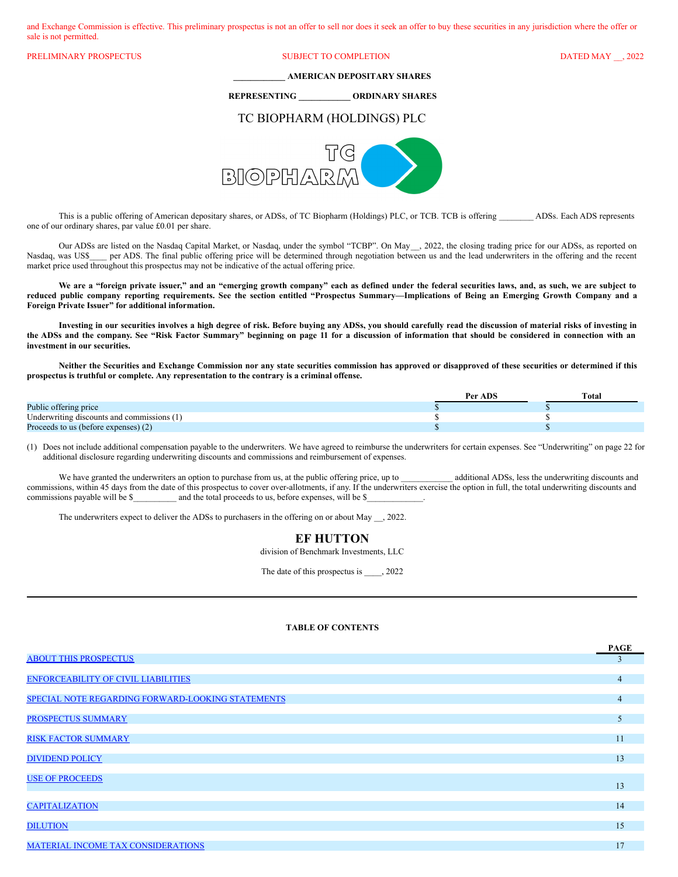and Exchange Commission is effective. This preliminary prospectus is not an offer to sell nor does it seek an offer to buy these securities in any jurisdiction where the offer or sale is not permitted.

PRELIMINARY PROSPECTUS | SUBJECT TO COMPLETION | DATED MAY __, 2022

**___________ AMERICAN DEPOSITARY SHARES**

**REPRESENTING ___________ ORDINARY SHARES**

# TC BIOPHARM (HOLDINGS) PLC

This is a public offering of American depositary shares, or ADSs, of TC Biopharm (Holdings) PLC, or TCB. TCB is offering ________ ADSs. Each ADS represents one of our ordinary shares, par value £0.01 per share.

Our ADSs are listed on the Nasdaq Capital Market, or Nasdaq, under the symbol "TCBP". On May__, 2022, the closing trading price for our ADSs, as reported on Nasdaq, was US$____ per ADS. The final public offering price will be determined through negotiation between us and the lead underwriters in the offering and the recent market price used throughout this prospectus may not be indicative of the actual offering price.

**We are a "foreign private issuer," and an "emerging growth company" each as defined under the federal securities laws, and, as such, we are subject to reduced public company reporting requirements. See the section entitled "Prospectus Summary—Implications of Being an Emerging Growth Company and a Foreign Private Issuer" for additional information.**

**Investing in our securities involves a high degree of risk. Before buying any ADSs, you should carefully read the discussion of material risks of investing in the ADSs and the company. See "Risk Factor Summary" beginning on page 11 for a discussion of information that should be considered in connection with an investment in our securities.**

**Neither the Securities and Exchange Commission nor any state securities commission has approved or disapproved of these securities or determined if this prospectus is truthful or complete. Any representation to the contrary is a criminal offense.**

| | Per ADS | Total |
|---|---|---|
| Public offering price | $ | $ |
| Underwriting discounts and commissions (1) | $ | $ |
| Proceeds to us (before expenses) (2) | $ | $ |

(1) Does not include additional compensation payable to the underwriters. We have agreed to reimburse the underwriters for certain expenses. See "Underwriting" on page 22 for additional disclosure regarding underwriting discounts and commissions and reimbursement of expenses.

We have granted the underwriters an option to purchase from us, at the public offering price, up to ___________ additional ADSs, less the underwriting discounts and commissions, within 45 days from the date of this prospectus to cover over-allotments, if any. If the underwriters exercise the option in full, the total underwriting discounts and commissions payable will be $_________ and the total proceeds to us, before expenses, will be $____________.

The underwriters expect to deliver the ADSs to purchasers in the offering on or about May __, 2022.

**EF HUTTON**

division of Benchmark Investments, LLC

The date of this prospectus is ____, 2022

**TABLE OF CONTENTS**

| | PAGE |
|---|---|
| ABOUT THIS PROSPECTUS | 3 |
| ENFORCEABILITY OF CIVIL LIABILITIES | 4 |
| SPECIAL NOTE REGARDING FORWARD-LOOKING STATEMENTS | 4 |
| PROSPECTUS SUMMARY | 5 |
| RISK FACTOR SUMMARY | 11 |
| DIVIDEND POLICY | 13 |
| USE OF PROCEEDS | 13 |
| CAPITALIZATION | 14 |
| DILUTION | 15 |
| MATERIAL INCOME TAX CONSIDERATIONS | 17 |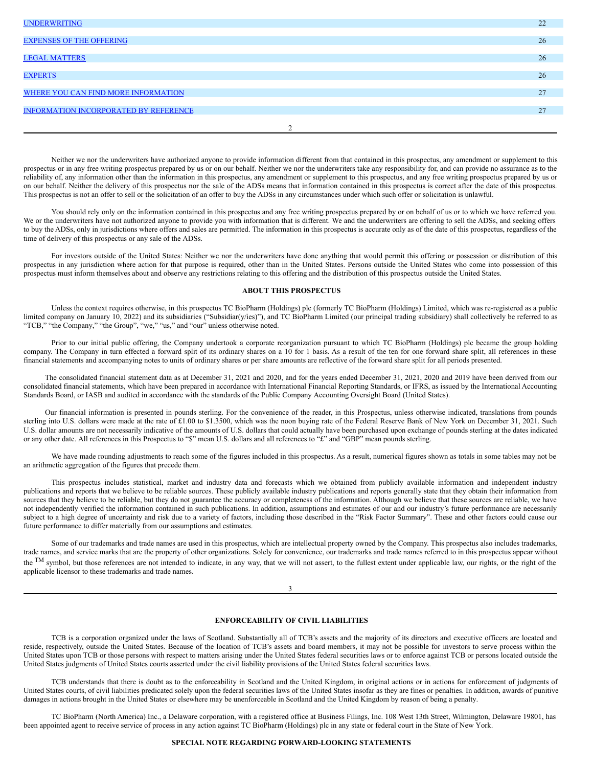| | |
|---|---|
| [UNDERWRITING](#) | 22 |
| [EXPENSES OF THE OFFERING](#) | 26 |
| [LEGAL MATTERS](#) | 26 |
| [EXPERTS](#) | 26 |
| [WHERE YOU CAN FIND MORE INFORMATION](#) | 27 |
| [INFORMATION INCORPORATED BY REFERENCE](#) | 27 |

Neither we nor the underwriters have authorized anyone to provide information different from that contained in this prospectus, any amendment or supplement to this prospectus or in any free writing prospectus prepared by us or on our behalf. Neither we nor the underwriters take any responsibility for, and can provide no assurance as to the reliability of, any information other than the information in this prospectus, any amendment or supplement to this prospectus, and any free writing prospectus prepared by us or on our behalf. Neither the delivery of this prospectus nor the sale of the ADSs means that information contained in this prospectus is correct after the date of this prospectus. This prospectus is not an offer to sell or the solicitation of an offer to buy the ADSs in any circumstances under which such offer or solicitation is unlawful.

You should rely only on the information contained in this prospectus and any free writing prospectus prepared by or on behalf of us or to which we have referred you. We or the underwriters have not authorized anyone to provide you with information that is different. We and the underwriters are offering to sell the ADSs, and seeking offers to buy the ADSs, only in jurisdictions where offers and sales are permitted. The information in this prospectus is accurate only as of the date of this prospectus, regardless of the time of delivery of this prospectus or any sale of the ADSs.

For investors outside of the United States: Neither we nor the underwriters have done anything that would permit this offering or possession or distribution of this prospectus in any jurisdiction where action for that purpose is required, other than in the United States. Persons outside the United States who come into possession of this prospectus must inform themselves about and observe any restrictions relating to this offering and the distribution of this prospectus outside the United States.

## ABOUT THIS PROSPECTUS

Unless the context requires otherwise, in this prospectus TC BioPharm (Holdings) plc (formerly TC BioPharm (Holdings) Limited, which was re-registered as a public limited company on January 10, 2022) and its subsidiaries ("Subsidiar(y/ies)"), and TC BioPharm Limited (our principal trading subsidiary) shall collectively be referred to as "TCB," "the Company," "the Group", "we," "us," and "our" unless otherwise noted.

Prior to our initial public offering, the Company undertook a corporate reorganization pursuant to which TC BioPharm (Holdings) plc became the group holding company. The Company in turn effected a forward split of its ordinary shares on a 10 for 1 basis. As a result of the ten for one forward share split, all references in these financial statements and accompanying notes to units of ordinary shares or per share amounts are reflective of the forward share split for all periods presented.

The consolidated financial statement data as at December 31, 2021 and 2020, and for the years ended December 31, 2021, 2020 and 2019 have been derived from our consolidated financial statements, which have been prepared in accordance with International Financial Reporting Standards, or IFRS, as issued by the International Accounting Standards Board, or IASB and audited in accordance with the standards of the Public Company Accounting Oversight Board (United States).

Our financial information is presented in pounds sterling. For the convenience of the reader, in this Prospectus, unless otherwise indicated, translations from pounds sterling into U.S. dollars were made at the rate of £1.00 to $1.3500, which was the noon buying rate of the Federal Reserve Bank of New York on December 31, 2021. Such U.S. dollar amounts are not necessarily indicative of the amounts of U.S. dollars that could actually have been purchased upon exchange of pounds sterling at the dates indicated or any other date. All references in this Prospectus to "$" mean U.S. dollars and all references to "£" and "GBP" mean pounds sterling.

We have made rounding adjustments to reach some of the figures included in this prospectus. As a result, numerical figures shown as totals in some tables may not be an arithmetic aggregation of the figures that precede them.

This prospectus includes statistical, market and industry data and forecasts which we obtained from publicly available information and independent industry publications and reports that we believe to be reliable sources. These publicly available industry publications and reports generally state that they obtain their information from sources that they believe to be reliable, but they do not guarantee the accuracy or completeness of the information. Although we believe that these sources are reliable, we have not independently verified the information contained in such publications. In addition, assumptions and estimates of our and our industry's future performance are necessarily subject to a high degree of uncertainty and risk due to a variety of factors, including those described in the "Risk Factor Summary". These and other factors could cause our future performance to differ materially from our assumptions and estimates.

Some of our trademarks and trade names are used in this prospectus, which are intellectual property owned by the Company. This prospectus also includes trademarks, trade names, and service marks that are the property of other organizations. Solely for convenience, our trademarks and trade names referred to in this prospectus appear without the ™ symbol, but those references are not intended to indicate, in any way, that we will not assert, to the fullest extent under applicable law, our rights, or the right of the applicable licensor to these trademarks and trade names.

## ENFORCEABILITY OF CIVIL LIABILITIES

TCB is a corporation organized under the laws of Scotland. Substantially all of TCB's assets and the majority of its directors and executive officers are located and reside, respectively, outside the United States. Because of the location of TCB's assets and board members, it may not be possible for investors to serve process within the United States upon TCB or those persons with respect to matters arising under the United States federal securities laws or to enforce against TCB or persons located outside the United States judgments of United States courts asserted under the civil liability provisions of the United States federal securities laws.

TCB understands that there is doubt as to the enforceability in Scotland and the United Kingdom, in original actions or in actions for enforcement of judgments of United States courts, of civil liabilities predicated solely upon the federal securities laws of the United States insofar as they are fines or penalties. In addition, awards of punitive damages in actions brought in the United States or elsewhere may be unenforceable in Scotland and the United Kingdom by reason of being a penalty.

TC BioPharm (North America) Inc., a Delaware corporation, with a registered office at Business Filings, Inc. 108 West 13th Street, Wilmington, Delaware 19801, has been appointed agent to receive service of process in any action against TC BioPharm (Holdings) plc in any state or federal court in the State of New York.

## SPECIAL NOTE REGARDING FORWARD-LOOKING STATEMENTS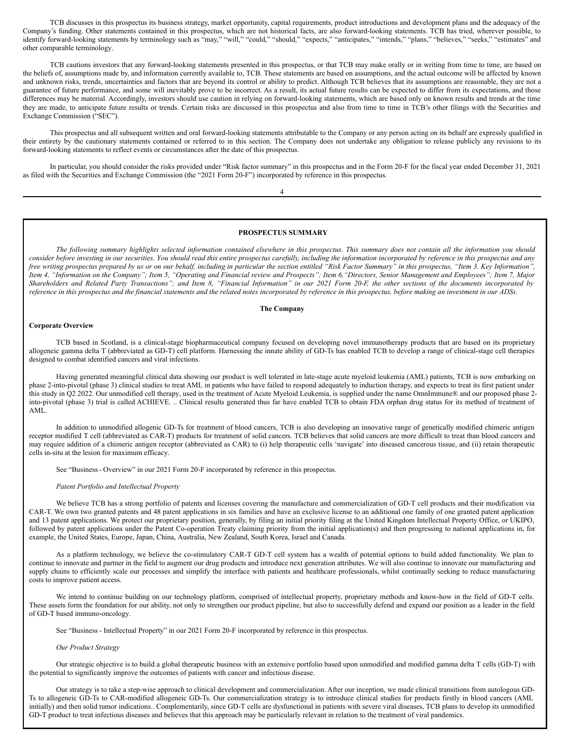TCB discusses in this prospectus its business strategy, market opportunity, capital requirements, product introductions and development plans and the adequacy of the Company's funding. Other statements contained in this prospectus, which are not historical facts, are also forward-looking statements. TCB has tried, wherever possible, to identify forward-looking statements by terminology such as "may," "will," "could," "should," "expects," "anticipates," "intends," "plans," "believes," "seeks," "estimates" and other comparable terminology.

TCB cautions investors that any forward-looking statements presented in this prospectus, or that TCB may make orally or in writing from time to time, are based on the beliefs of, assumptions made by, and information currently available to, TCB. These statements are based on assumptions, and the actual outcome will be affected by known and unknown risks, trends, uncertainties and factors that are beyond its control or ability to predict. Although TCB believes that its assumptions are reasonable, they are not a guarantee of future performance, and some will inevitably prove to be incorrect. As a result, its actual future results can be expected to differ from its expectations, and those differences may be material. Accordingly, investors should use caution in relying on forward-looking statements, which are based only on known results and trends at the time they are made, to anticipate future results or trends. Certain risks are discussed in this prospectus and also from time to time in TCB's other filings with the Securities and Exchange Commission ("SEC").

This prospectus and all subsequent written and oral forward-looking statements attributable to the Company or any person acting on its behalf are expressly qualified in their entirety by the cautionary statements contained or referred to in this section. The Company does not undertake any obligation to release publicly any revisions to its forward-looking statements to reflect events or circumstances after the date of this prospectus.

In particular, you should consider the risks provided under "Risk factor summary" in this prospectus and in the Form 20-F for the fiscal year ended December 31, 2021 as filed with the Securities and Exchange Commission (the "2021 Form 20-F") incorporated by reference in this prospectus.

## PROSPECTUS SUMMARY

*The following summary highlights selected information contained elsewhere in this prospectus. This summary does not contain all the information you should consider before investing in our securities. You should read this entire prospectus carefully, including the information incorporated by reference in this prospectus and any free writing prospectus prepared by us or on our behalf, including in particular the section entitled "Risk Factor Summary" in this prospectus, "Item 3. Key Information", Item 4, "Information on the Company"; Item 5, "Operating and Financial review and Prospects"; Item 6,"Directors, Senior Management and Employees"; Item 7, Major Shareholders and Related Party Transactions"; and Item 8, "Financial Information" in our 2021 Form 20-F, the other sections of the documents incorporated by reference in this prospectus and the financial statements and the related notes incorporated by reference in this prospectus, before making an investment in our ADSs.*

### The Company

#### Corporate Overview

TCB based in Scotland, is a clinical-stage biopharmaceutical company focused on developing novel immunotherapy products that are based on its proprietary allogeneic gamma delta T (abbreviated as GD-T) cell platform. Harnessing the innate ability of GD-Ts has enabled TCB to develop a range of clinical-stage cell therapies designed to combat identified cancers and viral infections.

Having generated meaningful clinical data showing our product is well tolerated in late-stage acute myeloid leukemia (AML) patients, TCB is now embarking on phase 2-into-pivotal (phase 3) clinical studies to treat AML in patients who have failed to respond adequately to induction therapy, and expects to treat its first patient under this study in Q2 2022. Our unmodified cell therapy, used in the treatment of Acute Myeloid Leukemia, is supplied under the name OmnImmune® and our proposed phase 2-into-pivotal (phase 3) trial is called ACHIEVE. .. Clinical results generated thus far have enabled TCB to obtain FDA orphan drug status for its method of treatment of AML.

In addition to unmodified allogenic GD-Ts for treatment of blood cancers, TCB is also developing an innovative range of genetically modified chimeric antigen receptor modified T cell (abbreviated as CAR-T) products for treatment of solid cancers. TCB believes that solid cancers are more difficult to treat than blood cancers and may require addition of a chimeric antigen receptor (abbreviated as CAR) to (i) help therapeutic cells 'navigate' into diseased cancerous tissue, and (ii) retain therapeutic cells in-situ at the lesion for maximum efficacy.

See "Business - Overview" in our 2021 Form 20-F incorporated by reference in this prospectus.

*Patent Portfolio and Intellectual Property*

We believe TCB has a strong portfolio of patents and licenses covering the manufacture and commercialization of GD-T cell products and their modification via CAR-T. We own two granted patents and 48 patent applications in six families and have an exclusive license to an additional one family of one granted patent application and 13 patent applications. We protect our proprietary position, generally, by filing an initial priority filing at the United Kingdom Intellectual Property Office, or UKIPO, followed by patent applications under the Patent Co-operation Treaty claiming priority from the initial application(s) and then progressing to national applications in, for example, the United States, Europe, Japan, China, Australia, New Zealand, South Korea, Israel and Canada.

As a platform technology, we believe the co-stimulatory CAR-T GD-T cell system has a wealth of potential options to build added functionality. We plan to continue to innovate and partner in the field to augment our drug products and introduce next generation attributes. We will also continue to innovate our manufacturing and supply chains to efficiently scale our processes and simplify the interface with patients and healthcare professionals, whilst continually seeking to reduce manufacturing costs to improve patient access.

We intend to continue building on our technology platform, comprised of intellectual property, proprietary methods and know-how in the field of GD-T cells. These assets form the foundation for our ability, not only to strengthen our product pipeline, but also to successfully defend and expand our position as a leader in the field of GD-T based immuno-oncology.

See "Business - Intellectual Property" in our 2021 Form 20-F incorporated by reference in this prospectus.

*Our Product Strategy*

Our strategic objective is to build a global therapeutic business with an extensive portfolio based upon unmodified and modified gamma delta T cells (GD-T) with the potential to significantly improve the outcomes of patients with cancer and infectious disease.

Our strategy is to take a step-wise approach to clinical development and commercialization. After our inception, we made clinical transitions from autologous GD-Ts to allogeneic GD-Ts to CAR-modified allogeneic GD-Ts. Our commercialization strategy is to introduce clinical studies for products firstly in blood cancers (AML initially) and then solid tumor indications.. Complementarily, since GD-T cells are dysfunctional in patients with severe viral diseases, TCB plans to develop its unmodified GD-T product to treat infectious diseases and believes that this approach may be particularly relevant in relation to the treatment of viral pandemics.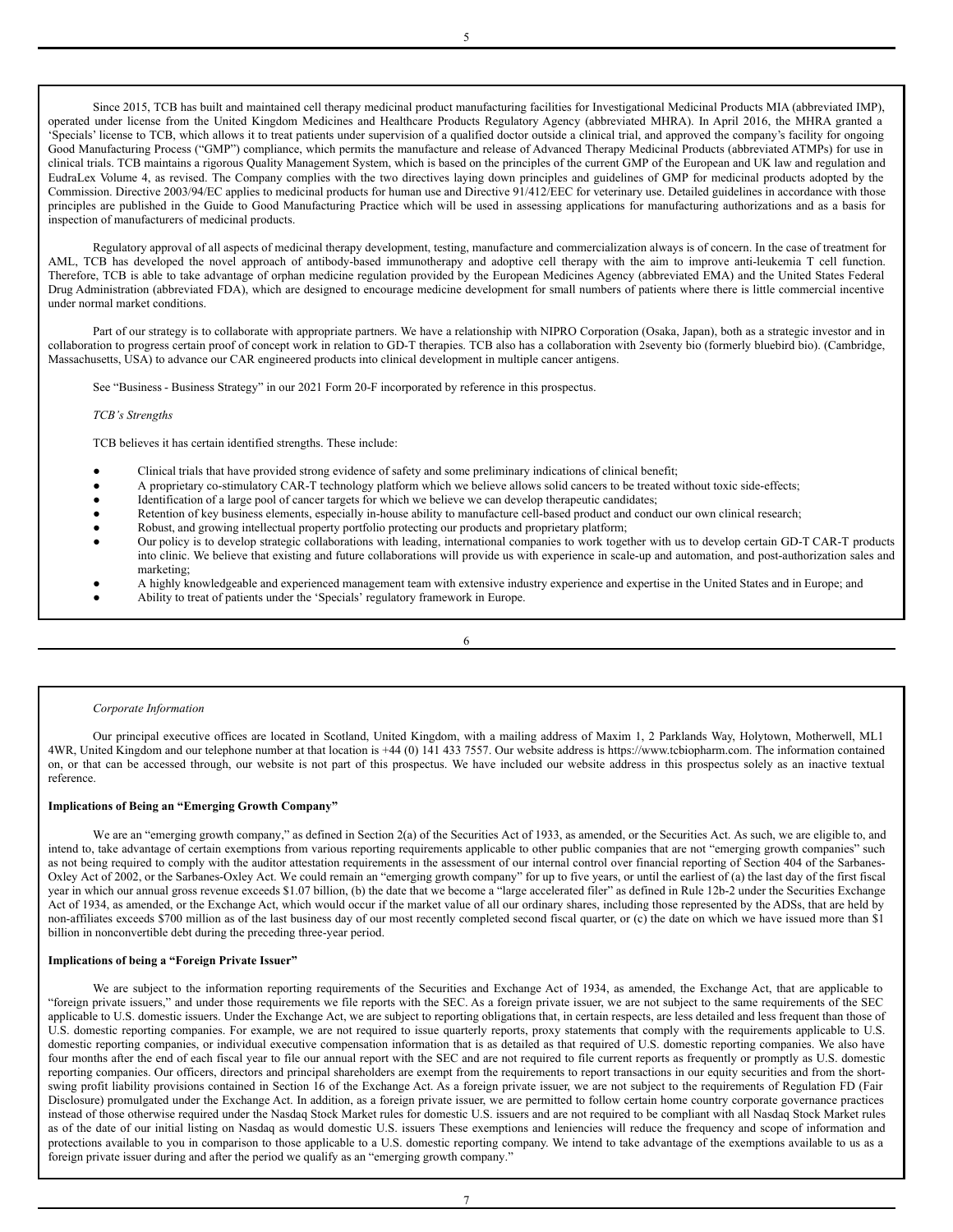Since 2015, TCB has built and maintained cell therapy medicinal product manufacturing facilities for Investigational Medicinal Products MIA (abbreviated IMP), operated under license from the United Kingdom Medicines and Healthcare Products Regulatory Agency (abbreviated MHRA). In April 2016, the MHRA granted a 'Specials' license to TCB, which allows it to treat patients under supervision of a qualified doctor outside a clinical trial, and approved the company's facility for ongoing Good Manufacturing Process ("GMP") compliance, which permits the manufacture and release of Advanced Therapy Medicinal Products (abbreviated ATMPs) for use in clinical trials. TCB maintains a rigorous Quality Management System, which is based on the principles of the current GMP of the European and UK law and regulation and EudraLex Volume 4, as revised. The Company complies with the two directives laying down principles and guidelines of GMP for medicinal products adopted by the Commission. Directive 2003/94/EC applies to medicinal products for human use and Directive 91/412/EEC for veterinary use. Detailed guidelines in accordance with those principles are published in the Guide to Good Manufacturing Practice which will be used in assessing applications for manufacturing authorizations and as a basis for inspection of manufacturers of medicinal products.

Regulatory approval of all aspects of medicinal therapy development, testing, manufacture and commercialization always is of concern. In the case of treatment for AML, TCB has developed the novel approach of antibody-based immunotherapy and adoptive cell therapy with the aim to improve anti-leukemia T cell function. Therefore, TCB is able to take advantage of orphan medicine regulation provided by the European Medicines Agency (abbreviated EMA) and the United States Federal Drug Administration (abbreviated FDA), which are designed to encourage medicine development for small numbers of patients where there is little commercial incentive under normal market conditions.

Part of our strategy is to collaborate with appropriate partners. We have a relationship with NIPRO Corporation (Osaka, Japan), both as a strategic investor and in collaboration to progress certain proof of concept work in relation to GD-T therapies. TCB also has a collaboration with 2seventy bio (formerly bluebird bio). (Cambridge, Massachusetts, USA) to advance our CAR engineered products into clinical development in multiple cancer antigens.

See "Business - Business Strategy" in our 2021 Form 20-F incorporated by reference in this prospectus.

*TCB's Strengths*

TCB believes it has certain identified strengths. These include:

- Clinical trials that have provided strong evidence of safety and some preliminary indications of clinical benefit;
- A proprietary co-stimulatory CAR-T technology platform which we believe allows solid cancers to be treated without toxic side-effects;
- Identification of a large pool of cancer targets for which we believe we can develop therapeutic candidates;
- Retention of key business elements, especially in-house ability to manufacture cell-based product and conduct our own clinical research;
- Robust, and growing intellectual property portfolio protecting our products and proprietary platform;
- Our policy is to develop strategic collaborations with leading, international companies to work together with us to develop certain GD-T CAR-T products into clinic. We believe that existing and future collaborations will provide us with experience in scale-up and automation, and post-authorization sales and marketing;
- A highly knowledgeable and experienced management team with extensive industry experience and expertise in the United States and in Europe; and
- Ability to treat of patients under the 'Specials' regulatory framework in Europe.

*Corporate Information*

Our principal executive offices are located in Scotland, United Kingdom, with a mailing address of Maxim 1, 2 Parklands Way, Holytown, Motherwell, ML1 4WR, United Kingdom and our telephone number at that location is +44 (0) 141 433 7557. Our website address is https://www.tcbiopharm.com. The information contained on, or that can be accessed through, our website is not part of this prospectus. We have included our website address in this prospectus solely as an inactive textual reference.

**Implications of Being an "Emerging Growth Company"**

We are an "emerging growth company," as defined in Section 2(a) of the Securities Act of 1933, as amended, or the Securities Act. As such, we are eligible to, and intend to, take advantage of certain exemptions from various reporting requirements applicable to other public companies that are not "emerging growth companies" such as not being required to comply with the auditor attestation requirements in the assessment of our internal control over financial reporting of Section 404 of the Sarbanes-Oxley Act of 2002, or the Sarbanes-Oxley Act. We could remain an "emerging growth company" for up to five years, or until the earliest of (a) the last day of the first fiscal year in which our annual gross revenue exceeds $1.07 billion, (b) the date that we become a "large accelerated filer" as defined in Rule 12b-2 under the Securities Exchange Act of 1934, as amended, or the Exchange Act, which would occur if the market value of all our ordinary shares, including those represented by the ADSs, that are held by non-affiliates exceeds $700 million as of the last business day of our most recently completed second fiscal quarter, or (c) the date on which we have issued more than $1 billion in nonconvertible debt during the preceding three-year period.

**Implications of being a "Foreign Private Issuer"**

We are subject to the information reporting requirements of the Securities and Exchange Act of 1934, as amended, the Exchange Act, that are applicable to "foreign private issuers," and under those requirements we file reports with the SEC. As a foreign private issuer, we are not subject to the same requirements of the SEC applicable to U.S. domestic issuers. Under the Exchange Act, we are subject to reporting obligations that, in certain respects, are less detailed and less frequent than those of U.S. domestic reporting companies. For example, we are not required to issue quarterly reports, proxy statements that comply with the requirements applicable to U.S. domestic reporting companies, or individual executive compensation information that is as detailed as that required of U.S. domestic reporting companies. We also have four months after the end of each fiscal year to file our annual report with the SEC and are not required to file current reports as frequently or promptly as U.S. domestic reporting companies. Our officers, directors and principal shareholders are exempt from the requirements to report transactions in our equity securities and from the short-swing profit liability provisions contained in Section 16 of the Exchange Act. As a foreign private issuer, we are not subject to the requirements of Regulation FD (Fair Disclosure) promulgated under the Exchange Act. In addition, as a foreign private issuer, we are permitted to follow certain home country corporate governance practices instead of those otherwise required under the Nasdaq Stock Market rules for domestic U.S. issuers and are not required to be compliant with all Nasdaq Stock Market rules as of the date of our initial listing on Nasdaq as would domestic U.S. issuers These exemptions and leniencies will reduce the frequency and scope of information and protections available to you in comparison to those applicable to a U.S. domestic reporting company. We intend to take advantage of the exemptions available to us as a foreign private issuer during and after the period we qualify as an "emerging growth company."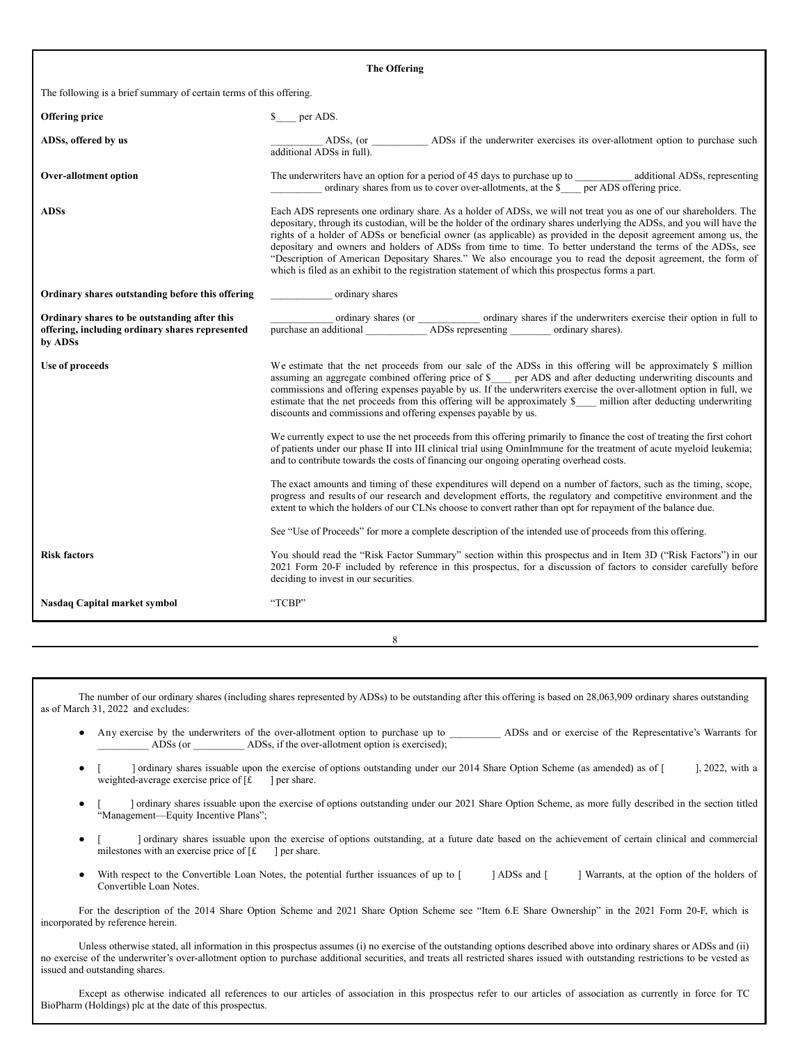## The Offering

The following is a brief summary of certain terms of this offering.

| | |
|---|---|
| **Offering price** | $____ per ADS. |
| **ADSs, offered by us** | __________ ADSs, (or ___________ ADSs if the underwriter exercises its over-allotment option to purchase such additional ADSs in full). |
| **Over-allotment option** | The underwriters have an option for a period of 45 days to purchase up to ___________ additional ADSs, representing __________ ordinary shares from us to cover over-allotments, at the $____ per ADS offering price. |
| **ADSs** | Each ADS represents one ordinary share. As a holder of ADSs, we will not treat you as one of our shareholders. The depositary, through its custodian, will be the holder of the ordinary shares underlying the ADSs, and you will have the rights of a holder of ADSs or beneficial owner (as applicable) as provided in the deposit agreement among us, the depositary and owners and holders of ADSs from time to time. To better understand the terms of the ADSs, see "Description of American Depositary Shares." We also encourage you to read the deposit agreement, the form of which is filed as an exhibit to the registration statement of which this prospectus forms a part. |
| **Ordinary shares outstanding before this offering** | ____________ ordinary shares |
| **Ordinary shares to be outstanding after this offering, including ordinary shares represented by ADSs** | ____________ ordinary shares (or ____________ ordinary shares if the underwriters exercise their option in full to purchase an additional ____________ ADSs representing ________ ordinary shares). |
| **Use of proceeds** | We estimate that the net proceeds from our sale of the ADSs in this offering will be approximately $ million assuming an aggregate combined offering price of $____ per ADS and after deducting underwriting discounts and commissions and offering expenses payable by us. If the underwriters exercise the over-allotment option in full, we estimate that the net proceeds from this offering will be approximately $____ million after deducting underwriting discounts and commissions and offering expenses payable by us.<br><br>We currently expect to use the net proceeds from this offering primarily to finance the cost of treating the first cohort of patients under our phase II into III clinical trial using OminImmune for the treatment of acute myeloid leukemia; and to contribute towards the costs of financing our ongoing operating overhead costs.<br><br>The exact amounts and timing of these expenditures will depend on a number of factors, such as the timing, scope, progress and results of our research and development efforts, the regulatory and competitive environment and the extent to which the holders of our CLNs choose to convert rather than opt for repayment of the balance due.<br><br>See "Use of Proceeds" for more a complete description of the intended use of proceeds from this offering. |
| **Risk factors** | You should read the "Risk Factor Summary" section within this prospectus and in Item 3D ("Risk Factors") in our 2021 Form 20-F included by reference in this prospectus, for a discussion of factors to consider carefully before deciding to invest in our securities. |
| **Nasdaq Capital market symbol** | "TCBP" |

The number of our ordinary shares (including shares represented by ADSs) to be outstanding after this offering is based on 28,063,909 ordinary shares outstanding as of March 31, 2022 and excludes:

- Any exercise by the underwriters of the over-allotment option to purchase up to __________ ADSs and or exercise of the Representative's Warrants for __________ ADSs (or __________ ADSs, if the over-allotment option is exercised);
- [ ] ordinary shares issuable upon the exercise of options outstanding under our 2014 Share Option Scheme (as amended) as of [ ], 2022, with a weighted-average exercise price of [£ ] per share.
- [ ] ordinary shares issuable upon the exercise of options outstanding under our 2021 Share Option Scheme, as more fully described in the section titled "Management—Equity Incentive Plans";
- [ ] ordinary shares issuable upon the exercise of options outstanding, at a future date based on the achievement of certain clinical and commercial milestones with an exercise price of [£ ] per share.
- With respect to the Convertible Loan Notes, the potential further issuances of up to [ ] ADSs and [ ] Warrants, at the option of the holders of Convertible Loan Notes.

For the description of the 2014 Share Option Scheme and 2021 Share Option Scheme see "Item 6.E Share Ownership" in the 2021 Form 20-F, which is incorporated by reference herein.

Unless otherwise stated, all information in this prospectus assumes (i) no exercise of the outstanding options described above into ordinary shares or ADSs and (ii) no exercise of the underwriter's over-allotment option to purchase additional securities, and treats all restricted shares issued with outstanding restrictions to be vested as issued and outstanding shares.

Except as otherwise indicated all references to our articles of association in this prospectus refer to our articles of association as currently in force for TC BioPharm (Holdings) plc at the date of this prospectus.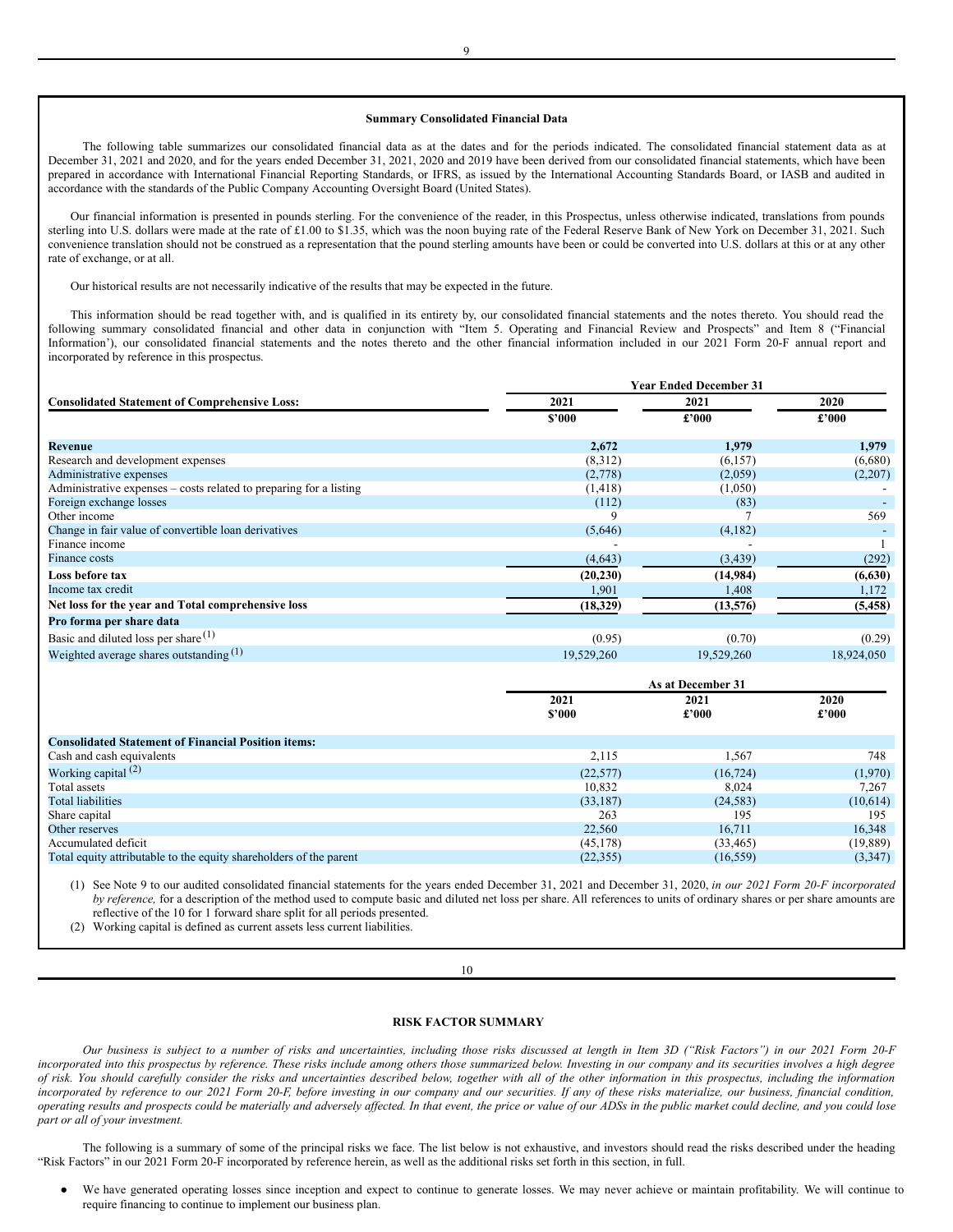### Summary Consolidated Financial Data

The following table summarizes our consolidated financial data as at the dates and for the periods indicated. The consolidated financial statement data as at December 31, 2021 and 2020, and for the years ended December 31, 2021, 2020 and 2019 have been derived from our consolidated financial statements, which have been prepared in accordance with International Financial Reporting Standards, or IFRS, as issued by the International Accounting Standards Board, or IASB and audited in accordance with the standards of the Public Company Accounting Oversight Board (United States).

Our financial information is presented in pounds sterling. For the convenience of the reader, in this Prospectus, unless otherwise indicated, translations from pounds sterling into U.S. dollars were made at the rate of £1.00 to $1.35, which was the noon buying rate of the Federal Reserve Bank of New York on December 31, 2021. Such convenience translation should not be construed as a representation that the pound sterling amounts have been or could be converted into U.S. dollars at this or at any other rate of exchange, or at all.

Our historical results are not necessarily indicative of the results that may be expected in the future.

This information should be read together with, and is qualified in its entirety by, our consolidated financial statements and the notes thereto. You should read the following summary consolidated financial and other data in conjunction with "Item 5. Operating and Financial Review and Prospects" and Item 8 ("Financial Information'), our consolidated financial statements and the notes thereto and the other financial information included in our 2021 Form 20-F annual report and incorporated by reference in this prospectus.

| | Year Ended December 31 | | |
|---|---|---|---|
| **Consolidated Statement of Comprehensive Loss:** | **2021** | **2021** | **2020** |
| | **$'000** | **£'000** | **£'000** |
| **Revenue** | **2,672** | **1,979** | **1,979** |
| Research and development expenses | (8,312) | (6,157) | (6,680) |
| Administrative expenses | (2,778) | (2,059) | (2,207) |
| Administrative expenses – costs related to preparing for a listing | (1,418) | (1,050) | - |
| Foreign exchange losses | (112) | (83) | - |
| Other income | 9 | 7 | 569 |
| Change in fair value of convertible loan derivatives | (5,646) | (4,182) | - |
| Finance income | - | - | 1 |
| Finance costs | (4,643) | (3,439) | (292) |
| **Loss before tax** | **(20,230)** | **(14,984)** | **(6,630)** |
| Income tax credit | 1,901 | 1,408 | 1,172 |
| **Net loss for the year and Total comprehensive loss** | **(18,329)** | **(13,576)** | **(5,458)** |
| **Pro forma per share data** | | | |
| Basic and diluted loss per share (1) | (0.95) | (0.70) | (0.29) |
| Weighted average shares outstanding (1) | 19,529,260 | 19,529,260 | 18,924,050 |

| | As at December 31 | | |
|---|---|---|---|
| | **2021** **$'000** | **2021** **£'000** | **2020** **£'000** |
| **Consolidated Statement of Financial Position items:** | | | |
| Cash and cash equivalents | 2,115 | 1,567 | 748 |
| Working capital (2) | (22,577) | (16,724) | (1,970) |
| Total assets | 10,832 | 8,024 | 7,267 |
| Total liabilities | (33,187) | (24,583) | (10,614) |
| Share capital | 263 | 195 | 195 |
| Other reserves | 22,560 | 16,711 | 16,348 |
| Accumulated deficit | (45,178) | (33,465) | (19,889) |
| Total equity attributable to the equity shareholders of the parent | (22,355) | (16,559) | (3,347) |

(1) See Note 9 to our audited consolidated financial statements for the years ended December 31, 2021 and December 31, 2020, *in our 2021 Form 20-F incorporated by reference,* for a description of the method used to compute basic and diluted net loss per share. All references to units of ordinary shares or per share amounts are reflective of the 10 for 1 forward share split for all periods presented.

(2) Working capital is defined as current assets less current liabilities.

## RISK FACTOR SUMMARY

*Our business is subject to a number of risks and uncertainties, including those risks discussed at length in Item 3D ("Risk Factors") in our 2021 Form 20-F incorporated into this prospectus by reference. These risks include among others those summarized below. Investing in our company and its securities involves a high degree of risk. You should carefully consider the risks and uncertainties described below, together with all of the other information in this prospectus, including the information incorporated by reference to our 2021 Form 20-F, before investing in our company and our securities. If any of these risks materialize, our business, financial condition, operating results and prospects could be materially and adversely affected. In that event, the price or value of our ADSs in the public market could decline, and you could lose part or all of your investment.*

The following is a summary of some of the principal risks we face. The list below is not exhaustive, and investors should read the risks described under the heading "Risk Factors" in our 2021 Form 20-F incorporated by reference herein, as well as the additional risks set forth in this section, in full.

- We have generated operating losses since inception and expect to continue to generate losses. We may never achieve or maintain profitability. We will continue to require financing to continue to implement our business plan.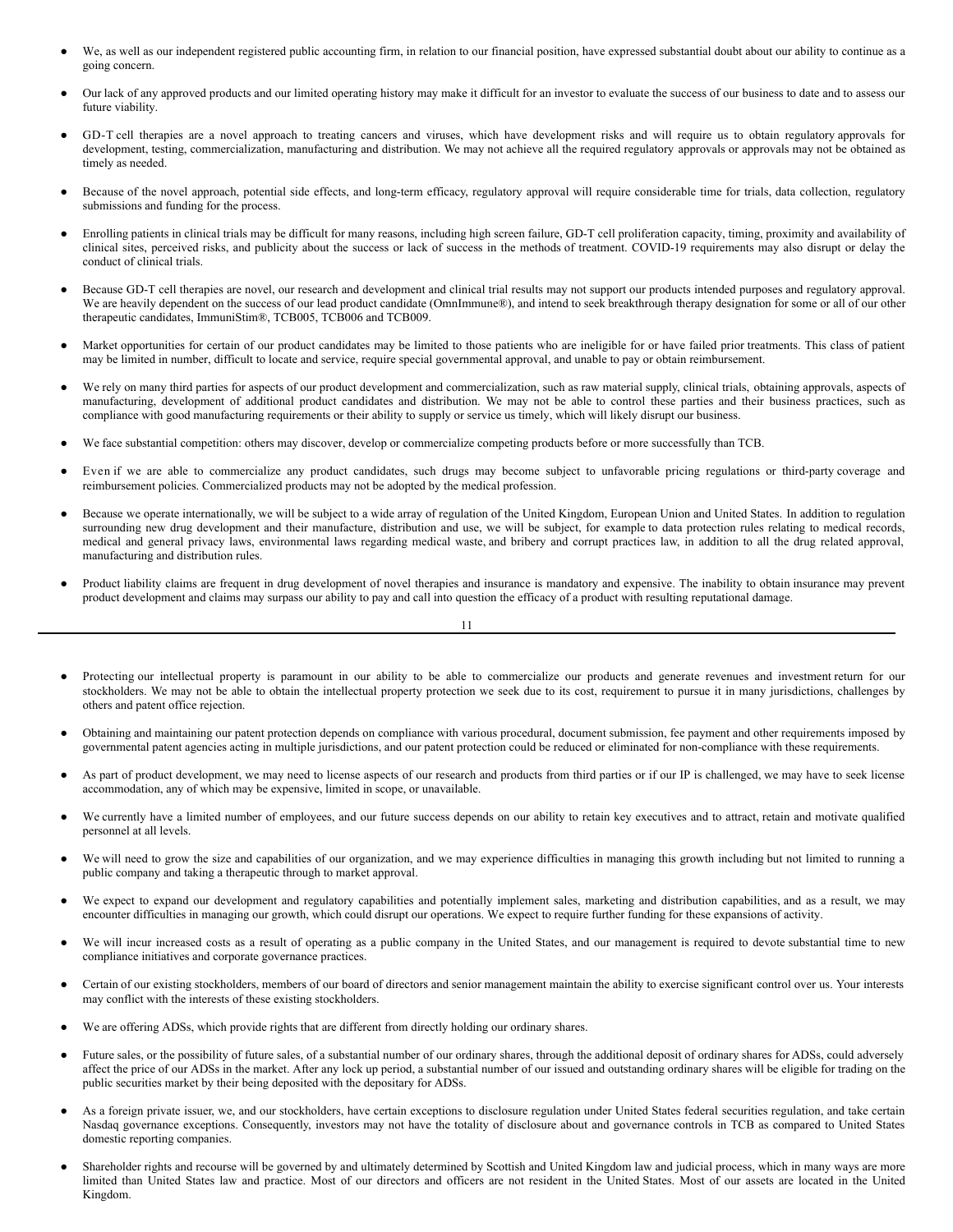- We, as well as our independent registered public accounting firm, in relation to our financial position, have expressed substantial doubt about our ability to continue as a going concern.

- Our lack of any approved products and our limited operating history may make it difficult for an investor to evaluate the success of our business to date and to assess our future viability.

- GD-T cell therapies are a novel approach to treating cancers and viruses, which have development risks and will require us to obtain regulatory approvals for development, testing, commercialization, manufacturing and distribution. We may not achieve all the required regulatory approvals or approvals may not be obtained as timely as needed.

- Because of the novel approach, potential side effects, and long-term efficacy, regulatory approval will require considerable time for trials, data collection, regulatory submissions and funding for the process.

- Enrolling patients in clinical trials may be difficult for many reasons, including high screen failure, GD-T cell proliferation capacity, timing, proximity and availability of clinical sites, perceived risks, and publicity about the success or lack of success in the methods of treatment. COVID-19 requirements may also disrupt or delay the conduct of clinical trials.

- Because GD-T cell therapies are novel, our research and development and clinical trial results may not support our products intended purposes and regulatory approval. We are heavily dependent on the success of our lead product candidate (OmnImmune®), and intend to seek breakthrough therapy designation for some or all of our other therapeutic candidates, ImmuniStim®, TCB005, TCB006 and TCB009.

- Market opportunities for certain of our product candidates may be limited to those patients who are ineligible for or have failed prior treatments. This class of patient may be limited in number, difficult to locate and service, require special governmental approval, and unable to pay or obtain reimbursement.

- We rely on many third parties for aspects of our product development and commercialization, such as raw material supply, clinical trials, obtaining approvals, aspects of manufacturing, development of additional product candidates and distribution. We may not be able to control these parties and their business practices, such as compliance with good manufacturing requirements or their ability to supply or service us timely, which will likely disrupt our business.

- We face substantial competition: others may discover, develop or commercialize competing products before or more successfully than TCB.

- Even if we are able to commercialize any product candidates, such drugs may become subject to unfavorable pricing regulations or third-party coverage and reimbursement policies. Commercialized products may not be adopted by the medical profession.

- Because we operate internationally, we will be subject to a wide array of regulation of the United Kingdom, European Union and United States. In addition to regulation surrounding new drug development and their manufacture, distribution and use, we will be subject, for example to data protection rules relating to medical records, medical and general privacy laws, environmental laws regarding medical waste, and bribery and corrupt practices law, in addition to all the drug related approval, manufacturing and distribution rules.

- Product liability claims are frequent in drug development of novel therapies and insurance is mandatory and expensive. The inability to obtain insurance may prevent product development and claims may surpass our ability to pay and call into question the efficacy of a product with resulting reputational damage.

- Protecting our intellectual property is paramount in our ability to be able to commercialize our products and generate revenues and investment return for our stockholders. We may not be able to obtain the intellectual property protection we seek due to its cost, requirement to pursue it in many jurisdictions, challenges by others and patent office rejection.

- Obtaining and maintaining our patent protection depends on compliance with various procedural, document submission, fee payment and other requirements imposed by governmental patent agencies acting in multiple jurisdictions, and our patent protection could be reduced or eliminated for non-compliance with these requirements.

- As part of product development, we may need to license aspects of our research and products from third parties or if our IP is challenged, we may have to seek license accommodation, any of which may be expensive, limited in scope, or unavailable.

- We currently have a limited number of employees, and our future success depends on our ability to retain key executives and to attract, retain and motivate qualified personnel at all levels.

- We will need to grow the size and capabilities of our organization, and we may experience difficulties in managing this growth including but not limited to running a public company and taking a therapeutic through to market approval.

- We expect to expand our development and regulatory capabilities and potentially implement sales, marketing and distribution capabilities, and as a result, we may encounter difficulties in managing our growth, which could disrupt our operations. We expect to require further funding for these expansions of activity.

- We will incur increased costs as a result of operating as a public company in the United States, and our management is required to devote substantial time to new compliance initiatives and corporate governance practices.

- Certain of our existing stockholders, members of our board of directors and senior management maintain the ability to exercise significant control over us. Your interests may conflict with the interests of these existing stockholders.

- We are offering ADSs, which provide rights that are different from directly holding our ordinary shares.

- Future sales, or the possibility of future sales, of a substantial number of our ordinary shares, through the additional deposit of ordinary shares for ADSs, could adversely affect the price of our ADSs in the market. After any lock up period, a substantial number of our issued and outstanding ordinary shares will be eligible for trading on the public securities market by their being deposited with the depositary for ADSs.

- As a foreign private issuer, we, and our stockholders, have certain exceptions to disclosure regulation under United States federal securities regulation, and take certain Nasdaq governance exceptions. Consequently, investors may not have the totality of disclosure about and governance controls in TCB as compared to United States domestic reporting companies.

- Shareholder rights and recourse will be governed by and ultimately determined by Scottish and United Kingdom law and judicial process, which in many ways are more limited than United States law and practice. Most of our directors and officers are not resident in the United States. Most of our assets are located in the United Kingdom.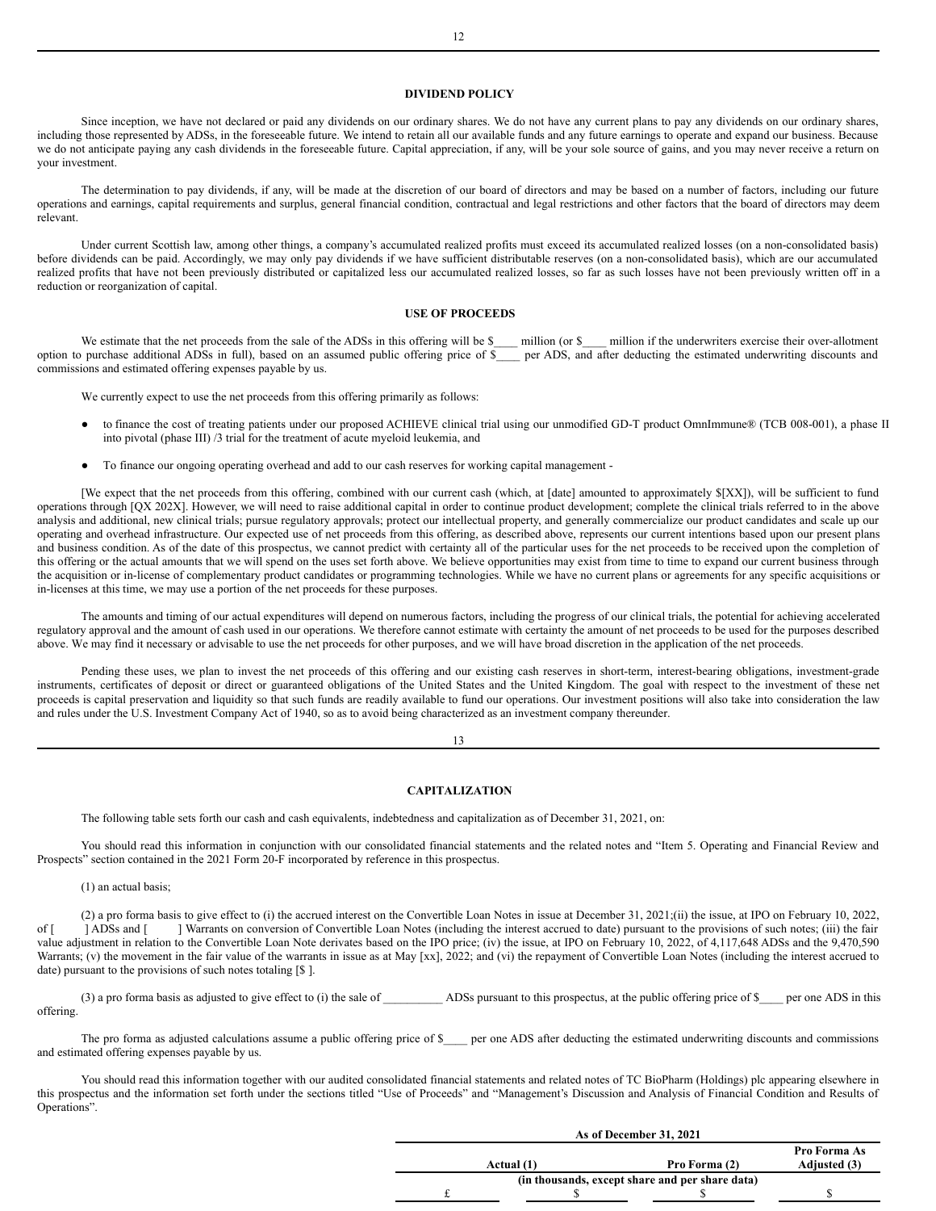## DIVIDEND POLICY

Since inception, we have not declared or paid any dividends on our ordinary shares. We do not have any current plans to pay any dividends on our ordinary shares, including those represented by ADSs, in the foreseeable future. We intend to retain all our available funds and any future earnings to operate and expand our business. Because we do not anticipate paying any cash dividends in the foreseeable future. Capital appreciation, if any, will be your sole source of gains, and you may never receive a return on your investment.

The determination to pay dividends, if any, will be made at the discretion of our board of directors and may be based on a number of factors, including our future operations and earnings, capital requirements and surplus, general financial condition, contractual and legal restrictions and other factors that the board of directors may deem relevant.

Under current Scottish law, among other things, a company's accumulated realized profits must exceed its accumulated realized losses (on a non-consolidated basis) before dividends can be paid. Accordingly, we may only pay dividends if we have sufficient distributable reserves (on a non-consolidated basis), which are our accumulated realized profits that have not been previously distributed or capitalized less our accumulated realized losses, so far as such losses have not been previously written off in a reduction or reorganization of capital.

## USE OF PROCEEDS

We estimate that the net proceeds from the sale of the ADSs in this offering will be $____ million (or $____ million if the underwriters exercise their over-allotment option to purchase additional ADSs in full), based on an assumed public offering price of $____ per ADS, and after deducting the estimated underwriting discounts and commissions and estimated offering expenses payable by us.

We currently expect to use the net proceeds from this offering primarily as follows:

- to finance the cost of treating patients under our proposed ACHIEVE clinical trial using our unmodified GD-T product OmnImmune® (TCB 008-001), a phase II into pivotal (phase III) /3 trial for the treatment of acute myeloid leukemia, and
- To finance our ongoing operating overhead and add to our cash reserves for working capital management -

[We expect that the net proceeds from this offering, combined with our current cash (which, at [date] amounted to approximately $[XX]), will be sufficient to fund operations through [QX 202X]. However, we will need to raise additional capital in order to continue product development; complete the clinical trials referred to in the above analysis and additional, new clinical trials; pursue regulatory approvals; protect our intellectual property, and generally commercialize our product candidates and scale up our operating and overhead infrastructure. Our expected use of net proceeds from this offering, as described above, represents our current intentions based upon our present plans and business condition. As of the date of this prospectus, we cannot predict with certainty all of the particular uses for the net proceeds to be received upon the completion of this offering or the actual amounts that we will spend on the uses set forth above. We believe opportunities may exist from time to time to expand our current business through the acquisition or in-license of complementary product candidates or programming technologies. While we have no current plans or agreements for any specific acquisitions or in-licenses at this time, we may use a portion of the net proceeds for these purposes.

The amounts and timing of our actual expenditures will depend on numerous factors, including the progress of our clinical trials, the potential for achieving accelerated regulatory approval and the amount of cash used in our operations. We therefore cannot estimate with certainty the amount of net proceeds to be used for the purposes described above. We may find it necessary or advisable to use the net proceeds for other purposes, and we will have broad discretion in the application of the net proceeds.

Pending these uses, we plan to invest the net proceeds of this offering and our existing cash reserves in short-term, interest-bearing obligations, investment-grade instruments, certificates of deposit or direct or guaranteed obligations of the United States and the United Kingdom. The goal with respect to the investment of these net proceeds is capital preservation and liquidity so that such funds are readily available to fund our operations. Our investment positions will also take into consideration the law and rules under the U.S. Investment Company Act of 1940, so as to avoid being characterized as an investment company thereunder.

## CAPITALIZATION

The following table sets forth our cash and cash equivalents, indebtedness and capitalization as of December 31, 2021, on:

You should read this information in conjunction with our consolidated financial statements and the related notes and "Item 5. Operating and Financial Review and Prospects" section contained in the 2021 Form 20-F incorporated by reference in this prospectus.

(1) an actual basis;

(2) a pro forma basis to give effect to (i) the accrued interest on the Convertible Loan Notes in issue at December 31, 2021;(ii) the issue, at IPO on February 10, 2022, of [ ] ADSs and [ ] Warrants on conversion of Convertible Loan Notes (including the interest accrued to date) pursuant to the provisions of such notes; (iii) the fair value adjustment in relation to the Convertible Loan Note derivates based on the IPO price; (iv) the issue, at IPO on February 10, 2022, of 4,117,648 ADSs and the 9,470,590 Warrants; (v) the movement in the fair value of the warrants in issue as at May [xx], 2022; and (vi) the repayment of Convertible Loan Notes (including the interest accrued to date) pursuant to the provisions of such notes totaling [$ ].

(3) a pro forma basis as adjusted to give effect to (i) the sale of __________ ADSs pursuant to this prospectus, at the public offering price of $____ per one ADS in this offering.

The pro forma as adjusted calculations assume a public offering price of $____ per one ADS after deducting the estimated underwriting discounts and commissions and estimated offering expenses payable by us.

You should read this information together with our audited consolidated financial statements and related notes of TC BioPharm (Holdings) plc appearing elsewhere in this prospectus and the information set forth under the sections titled "Use of Proceeds" and "Management's Discussion and Analysis of Financial Condition and Results of Operations".

| As of December 31, 2021 | | | |
|---|---|---|---|
| Actual (1) | | Pro Forma (2) | Pro Forma As Adjusted (3) |
| (in thousands, except share and per share data) | | | |
| £ | $ | $ | $ |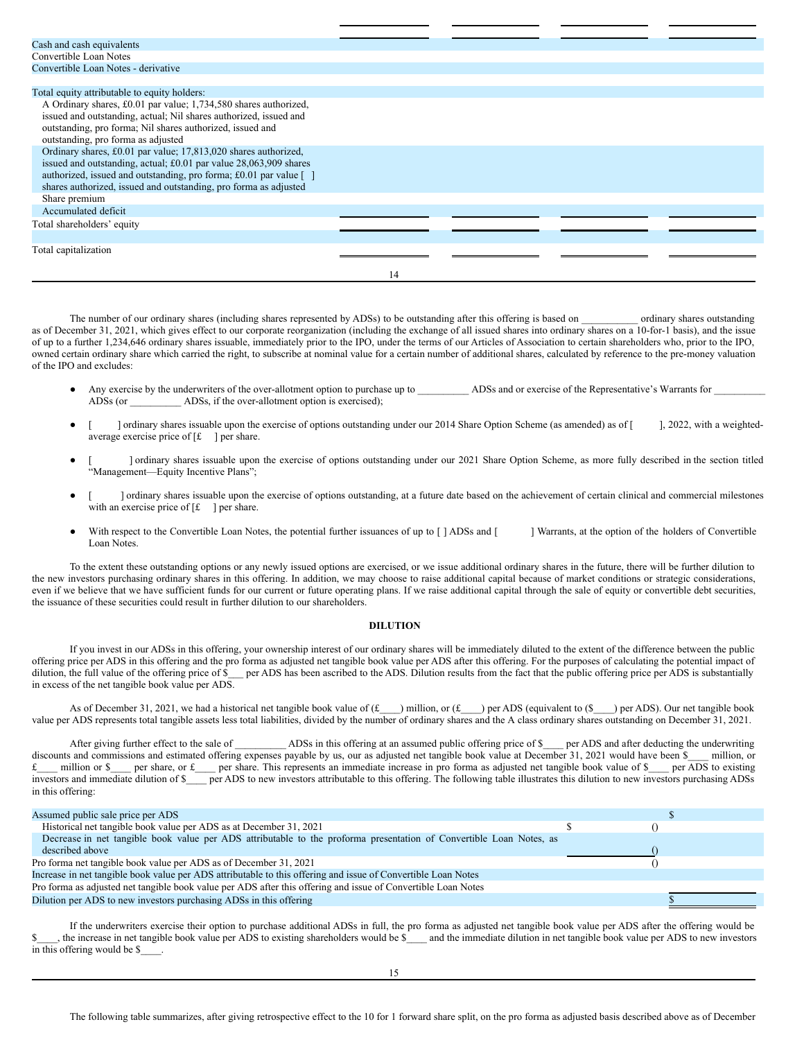| | | | | |
|---|---|---|---|---|
| Cash and cash equivalents | | | | |
| Convertible Loan Notes | | | | |
| Convertible Loan Notes - derivative | | | | |
| | | | | |
| Total equity attributable to equity holders: | | | | |
| A Ordinary shares, £0.01 par value; 1,734,580 shares authorized, issued and outstanding, actual; Nil shares authorized, issued and outstanding, pro forma; Nil shares authorized, issued and outstanding, pro forma as adjusted | | | | |
| Ordinary shares, £0.01 par value; 17,813,020 shares authorized, issued and outstanding, actual; £0.01 par value 28,063,909 shares authorized, issued and outstanding, pro forma; £0.01 par value [ ] shares authorized, issued and outstanding, pro forma as adjusted | | | | |
| Share premium | | | | |
| Accumulated deficit | | | | |
| Total shareholders' equity | | | | |
| | | | | |
| Total capitalization | | | | |

The number of our ordinary shares (including shares represented by ADSs) to be outstanding after this offering is based on ___________ ordinary shares outstanding as of December 31, 2021, which gives effect to our corporate reorganization (including the exchange of all issued shares into ordinary shares on a 10-for-1 basis), and the issue of up to a further 1,234,646 ordinary shares issuable, immediately prior to the IPO, under the terms of our Articles of Association to certain shareholders who, prior to the IPO, owned certain ordinary share which carried the right, to subscribe at nominal value for a certain number of additional shares, calculated by reference to the pre-money valuation of the IPO and excludes:

- Any exercise by the underwriters of the over-allotment option to purchase up to __________ ADSs and or exercise of the Representative's Warrants for __________ ADSs (or __________ ADSs, if the over-allotment option is exercised);
- [ ] ordinary shares issuable upon the exercise of options outstanding under our 2014 Share Option Scheme (as amended) as of [ ], 2022, with a weighted-average exercise price of [£ ] per share.
- [ ] ordinary shares issuable upon the exercise of options outstanding under our 2021 Share Option Scheme, as more fully described in the section titled "Management—Equity Incentive Plans";
- [ ] ordinary shares issuable upon the exercise of options outstanding, at a future date based on the achievement of certain clinical and commercial milestones with an exercise price of [£ ] per share.
- With respect to the Convertible Loan Notes, the potential further issuances of up to [ ] ADSs and [ ] Warrants, at the option of the holders of Convertible Loan Notes.

To the extent these outstanding options or any newly issued options are exercised, or we issue additional ordinary shares in the future, there will be further dilution to the new investors purchasing ordinary shares in this offering. In addition, we may choose to raise additional capital because of market conditions or strategic considerations, even if we believe that we have sufficient funds for our current or future operating plans. If we raise additional capital through the sale of equity or convertible debt securities, the issuance of these securities could result in further dilution to our shareholders.

## DILUTION

If you invest in our ADSs in this offering, your ownership interest of our ordinary shares will be immediately diluted to the extent of the difference between the public offering price per ADS in this offering and the pro forma as adjusted net tangible book value per ADS after this offering. For the purposes of calculating the potential impact of dilution, the full value of the offering price of $___ per ADS has been ascribed to the ADS. Dilution results from the fact that the public offering price per ADS is substantially in excess of the net tangible book value per ADS.

As of December 31, 2021, we had a historical net tangible book value of (£____) million, or (£____) per ADS (equivalent to ($____) per ADS). Our net tangible book value per ADS represents total tangible assets less total liabilities, divided by the number of ordinary shares and the A class ordinary shares outstanding on December 31, 2021.

After giving further effect to the sale of __________ ADSs in this offering at an assumed public offering price of $____ per ADS and after deducting the underwriting discounts and commissions and estimated offering expenses payable by us, our as adjusted net tangible book value at December 31, 2021 would have been $____ million, or £____ million or $____ per share, or £____ per share. This represents an immediate increase in pro forma as adjusted net tangible book value of $____ per ADS to existing investors and immediate dilution of $____ per ADS to new investors attributable to this offering. The following table illustrates this dilution to new investors purchasing ADSs in this offering:

| | | |
|---|---|---|
| Assumed public sale price per ADS | | $ |
| Historical net tangible book value per ADS as at December 31, 2021 | $ () | |
| Decrease in net tangible book value per ADS attributable to the proforma presentation of Convertible Loan Notes, as described above | () | |
| Pro forma net tangible book value per ADS as of December 31, 2021 | () | |
| Increase in net tangible book value per ADS attributable to this offering and issue of Convertible Loan Notes | | |
| Pro forma as adjusted net tangible book value per ADS after this offering and issue of Convertible Loan Notes | | |
| Dilution per ADS to new investors purchasing ADSs in this offering | | $ |

If the underwriters exercise their option to purchase additional ADSs in full, the pro forma as adjusted net tangible book value per ADS after the offering would be $____, the increase in net tangible book value per ADS to existing shareholders would be $____ and the immediate dilution in net tangible book value per ADS to new investors in this offering would be $____.

The following table summarizes, after giving retrospective effect to the 10 for 1 forward share split, on the pro forma as adjusted basis described above as of December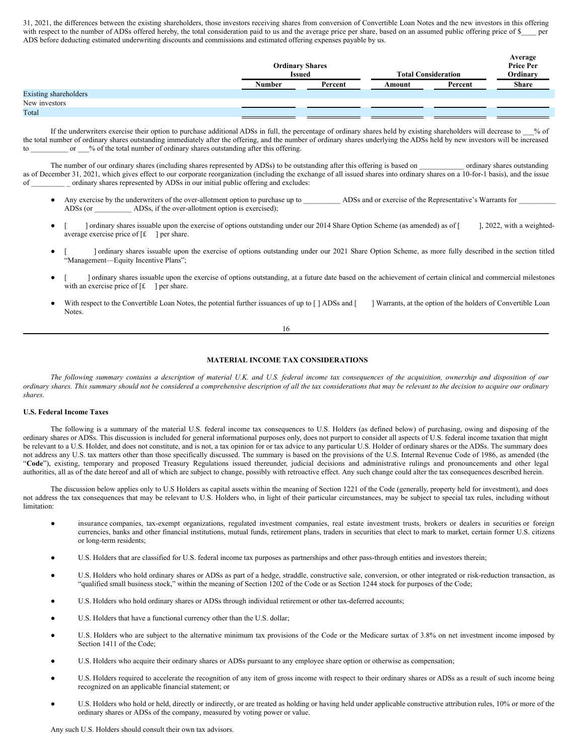31, 2021, the differences between the existing shareholders, those investors receiving shares from conversion of Convertible Loan Notes and the new investors in this offering with respect to the number of ADSs offered hereby, the total consideration paid to us and the average price per share, based on an assumed public offering price of $____ per ADS before deducting estimated underwriting discounts and commissions and estimated offering expenses payable by us.

| | Ordinary Shares Issued | | Total Consideration | | Average Price Per Ordinary Share |
|---|---|---|---|---|---|
| | Number | Percent | Amount | Percent | |
| Existing shareholders | | | | | |
| New investors | | | | | |
| Total | | | | | |

If the underwriters exercise their option to purchase additional ADSs in full, the percentage of ordinary shares held by existing shareholders will decrease to ___% of the total number of ordinary shares outstanding immediately after the offering, and the number of ordinary shares underlying the ADSs held by new investors will be increased to __________ or ___% of the total number of ordinary shares outstanding after this offering.

The number of our ordinary shares (including shares represented by ADSs) to be outstanding after this offering is based on ____________ ordinary shares outstanding as of December 31, 2021, which gives effect to our corporate reorganization (including the exchange of all issued shares into ordinary shares on a 10-for-1 basis), and the issue of _________ _ ordinary shares represented by ADSs in our initial public offering and excludes:

- Any exercise by the underwriters of the over-allotment option to purchase up to __________ ADSs and or exercise of the Representative's Warrants for __________ ADSs (or __________ ADSs, if the over-allotment option is exercised);
- [ ] ordinary shares issuable upon the exercise of options outstanding under our 2014 Share Option Scheme (as amended) as of [ ], 2022, with a weighted-average exercise price of [£ ] per share.
- [ ] ordinary shares issuable upon the exercise of options outstanding under our 2021 Share Option Scheme, as more fully described in the section titled "Management—Equity Incentive Plans";
- [ ] ordinary shares issuable upon the exercise of options outstanding, at a future date based on the achievement of certain clinical and commercial milestones with an exercise price of [£ ] per share.
- With respect to the Convertible Loan Notes, the potential further issuances of up to [ ] ADSs and [ ] Warrants, at the option of the holders of Convertible Loan Notes.

## MATERIAL INCOME TAX CONSIDERATIONS

*The following summary contains a description of material U.K. and U.S. federal income tax consequences of the acquisition, ownership and disposition of our ordinary shares. This summary should not be considered a comprehensive description of all the tax considerations that may be relevant to the decision to acquire our ordinary shares.*

### U.S. Federal Income Taxes

The following is a summary of the material U.S. federal income tax consequences to U.S. Holders (as defined below) of purchasing, owing and disposing of the ordinary shares or ADSs. This discussion is included for general informational purposes only, does not purport to consider all aspects of U.S. federal income taxation that might be relevant to a U.S. Holder, and does not constitute, and is not, a tax opinion for or tax advice to any particular U.S. Holder of ordinary shares or the ADSs. The summary does not address any U.S. tax matters other than those specifically discussed. The summary is based on the provisions of the U.S. Internal Revenue Code of 1986, as amended (the "**Code**"), existing, temporary and proposed Treasury Regulations issued thereunder, judicial decisions and administrative rulings and pronouncements and other legal authorities, all as of the date hereof and all of which are subject to change, possibly with retroactive effect. Any such change could alter the tax consequences described herein.

The discussion below applies only to U.S Holders as capital assets within the meaning of Section 1221 of the Code (generally, property held for investment), and does not address the tax consequences that may be relevant to U.S. Holders who, in light of their particular circumstances, may be subject to special tax rules, including without limitation:

- insurance companies, tax-exempt organizations, regulated investment companies, real estate investment trusts, brokers or dealers in securities or foreign currencies, banks and other financial institutions, mutual funds, retirement plans, traders in securities that elect to mark to market, certain former U.S. citizens or long-term residents;
- U.S. Holders that are classified for U.S. federal income tax purposes as partnerships and other pass-through entities and investors therein;
- U.S. Holders who hold ordinary shares or ADSs as part of a hedge, straddle, constructive sale, conversion, or other integrated or risk-reduction transaction, as "qualified small business stock," within the meaning of Section 1202 of the Code or as Section 1244 stock for purposes of the Code;
- U.S. Holders who hold ordinary shares or ADSs through individual retirement or other tax-deferred accounts;
- U.S. Holders that have a functional currency other than the U.S. dollar;
- U.S. Holders who are subject to the alternative minimum tax provisions of the Code or the Medicare surtax of 3.8% on net investment income imposed by Section 1411 of the Code;
- U.S. Holders who acquire their ordinary shares or ADSs pursuant to any employee share option or otherwise as compensation;
- U.S. Holders required to accelerate the recognition of any item of gross income with respect to their ordinary shares or ADSs as a result of such income being recognized on an applicable financial statement; or
- U.S. Holders who hold or held, directly or indirectly, or are treated as holding or having held under applicable constructive attribution rules, 10% or more of the ordinary shares or ADSs of the company, measured by voting power or value.

Any such U.S. Holders should consult their own tax advisors.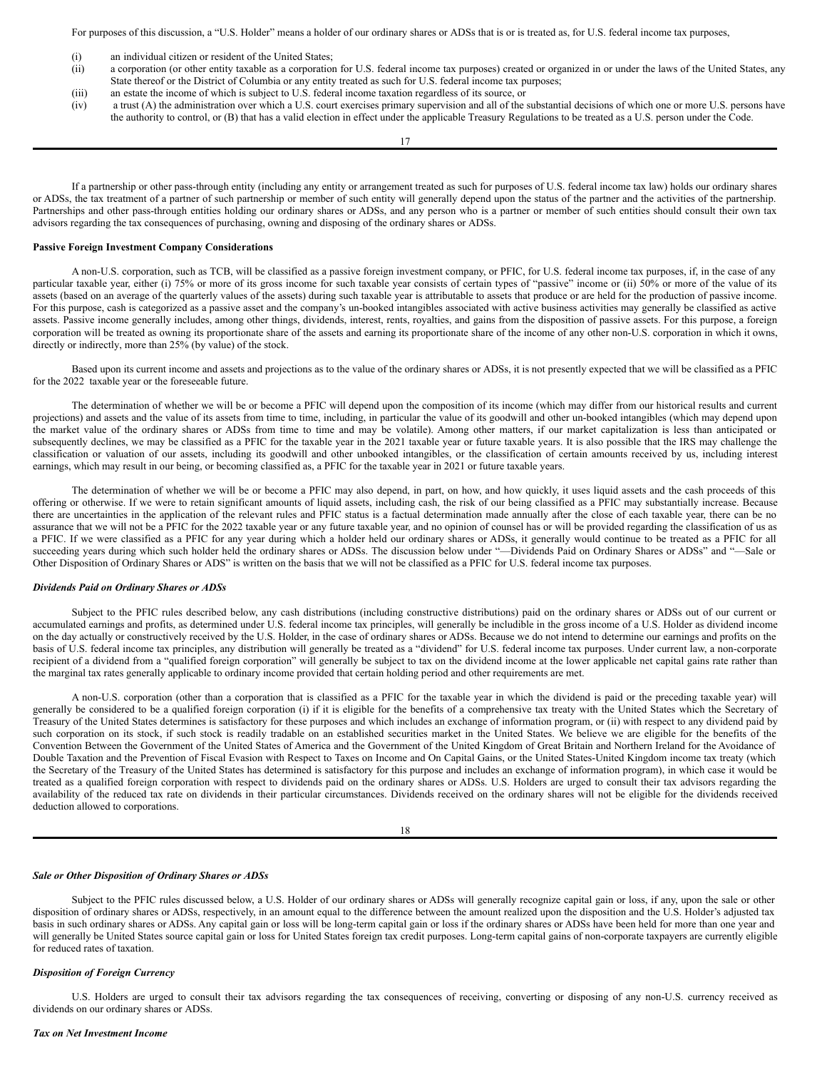For purposes of this discussion, a "U.S. Holder" means a holder of our ordinary shares or ADSs that is or is treated as, for U.S. federal income tax purposes,

(i) an individual citizen or resident of the United States;

(ii) a corporation (or other entity taxable as a corporation for U.S. federal income tax purposes) created or organized in or under the laws of the United States, any State thereof or the District of Columbia or any entity treated as such for U.S. federal income tax purposes;

(iii) an estate the income of which is subject to U.S. federal income taxation regardless of its source, or

(iv) a trust (A) the administration over which a U.S. court exercises primary supervision and all of the substantial decisions of which one or more U.S. persons have the authority to control, or (B) that has a valid election in effect under the applicable Treasury Regulations to be treated as a U.S. person under the Code.

If a partnership or other pass-through entity (including any entity or arrangement treated as such for purposes of U.S. federal income tax law) holds our ordinary shares or ADSs, the tax treatment of a partner of such partnership or member of such entity will generally depend upon the status of the partner and the activities of the partnership. Partnerships and other pass-through entities holding our ordinary shares or ADSs, and any person who is a partner or member of such entities should consult their own tax advisors regarding the tax consequences of purchasing, owning and disposing of the ordinary shares or ADSs.

**Passive Foreign Investment Company Considerations**

A non-U.S. corporation, such as TCB, will be classified as a passive foreign investment company, or PFIC, for U.S. federal income tax purposes, if, in the case of any particular taxable year, either (i) 75% or more of its gross income for such taxable year consists of certain types of "passive" income or (ii) 50% or more of the value of its assets (based on an average of the quarterly values of the assets) during such taxable year is attributable to assets that produce or are held for the production of passive income. For this purpose, cash is categorized as a passive asset and the company's un-booked intangibles associated with active business activities may generally be classified as active assets. Passive income generally includes, among other things, dividends, interest, rents, royalties, and gains from the disposition of passive assets. For this purpose, a foreign corporation will be treated as owning its proportionate share of the assets and earning its proportionate share of the income of any other non-U.S. corporation in which it owns, directly or indirectly, more than 25% (by value) of the stock.

Based upon its current income and assets and projections as to the value of the ordinary shares or ADSs, it is not presently expected that we will be classified as a PFIC for the 2022 taxable year or the foreseeable future.

The determination of whether we will be or become a PFIC will depend upon the composition of its income (which may differ from our historical results and current projections) and assets and the value of its assets from time to time, including, in particular the value of its goodwill and other un-booked intangibles (which may depend upon the market value of the ordinary shares or ADSs from time to time and may be volatile). Among other matters, if our market capitalization is less than anticipated or subsequently declines, we may be classified as a PFIC for the taxable year in the 2021 taxable year or future taxable years. It is also possible that the IRS may challenge the classification or valuation of our assets, including its goodwill and other unbooked intangibles, or the classification of certain amounts received by us, including interest earnings, which may result in our being, or becoming classified as, a PFIC for the taxable year in 2021 or future taxable years.

The determination of whether we will be or become a PFIC may also depend, in part, on how, and how quickly, it uses liquid assets and the cash proceeds of this offering or otherwise. If we were to retain significant amounts of liquid assets, including cash, the risk of our being classified as a PFIC may substantially increase. Because there are uncertainties in the application of the relevant rules and PFIC status is a factual determination made annually after the close of each taxable year, there can be no assurance that we will not be a PFIC for the 2022 taxable year or any future taxable year, and no opinion of counsel has or will be provided regarding the classification of us as a PFIC. If we were classified as a PFIC for any year during which a holder held our ordinary shares or ADSs, it generally would continue to be treated as a PFIC for all succeeding years during which such holder held the ordinary shares or ADSs. The discussion below under "—Dividends Paid on Ordinary Shares or ADSs" and "—Sale or Other Disposition of Ordinary Shares or ADS" is written on the basis that we will not be classified as a PFIC for U.S. federal income tax purposes.

***Dividends Paid on Ordinary Shares or ADSs***

Subject to the PFIC rules described below, any cash distributions (including constructive distributions) paid on the ordinary shares or ADSs out of our current or accumulated earnings and profits, as determined under U.S. federal income tax principles, will generally be includible in the gross income of a U.S. Holder as dividend income on the day actually or constructively received by the U.S. Holder, in the case of ordinary shares or ADSs. Because we do not intend to determine our earnings and profits on the basis of U.S. federal income tax principles, any distribution will generally be treated as a "dividend" for U.S. federal income tax purposes. Under current law, a non-corporate recipient of a dividend from a "qualified foreign corporation" will generally be subject to tax on the dividend income at the lower applicable net capital gains rate rather than the marginal tax rates generally applicable to ordinary income provided that certain holding period and other requirements are met.

A non-U.S. corporation (other than a corporation that is classified as a PFIC for the taxable year in which the dividend is paid or the preceding taxable year) will generally be considered to be a qualified foreign corporation (i) if it is eligible for the benefits of a comprehensive tax treaty with the United States which the Secretary of Treasury of the United States determines is satisfactory for these purposes and which includes an exchange of information program, or (ii) with respect to any dividend paid by such corporation on its stock, if such stock is readily tradable on an established securities market in the United States. We believe we are eligible for the benefits of the Convention Between the Government of the United States of America and the Government of the United Kingdom of Great Britain and Northern Ireland for the Avoidance of Double Taxation and the Prevention of Fiscal Evasion with Respect to Taxes on Income and On Capital Gains, or the United States-United Kingdom income tax treaty (which the Secretary of the Treasury of the United States has determined is satisfactory for this purpose and includes an exchange of information program), in which case it would be treated as a qualified foreign corporation with respect to dividends paid on the ordinary shares or ADSs. U.S. Holders are urged to consult their tax advisors regarding the availability of the reduced tax rate on dividends in their particular circumstances. Dividends received on the ordinary shares will not be eligible for the dividends received deduction allowed to corporations.

***Sale or Other Disposition of Ordinary Shares or ADSs***

Subject to the PFIC rules discussed below, a U.S. Holder of our ordinary shares or ADSs will generally recognize capital gain or loss, if any, upon the sale or other disposition of ordinary shares or ADSs, respectively, in an amount equal to the difference between the amount realized upon the disposition and the U.S. Holder's adjusted tax basis in such ordinary shares or ADSs. Any capital gain or loss will be long-term capital gain or loss if the ordinary shares or ADSs have been held for more than one year and will generally be United States source capital gain or loss for United States foreign tax credit purposes. Long-term capital gains of non-corporate taxpayers are currently eligible for reduced rates of taxation.

***Disposition of Foreign Currency***

U.S. Holders are urged to consult their tax advisors regarding the tax consequences of receiving, converting or disposing of any non-U.S. currency received as dividends on our ordinary shares or ADSs.

***Tax on Net Investment Income***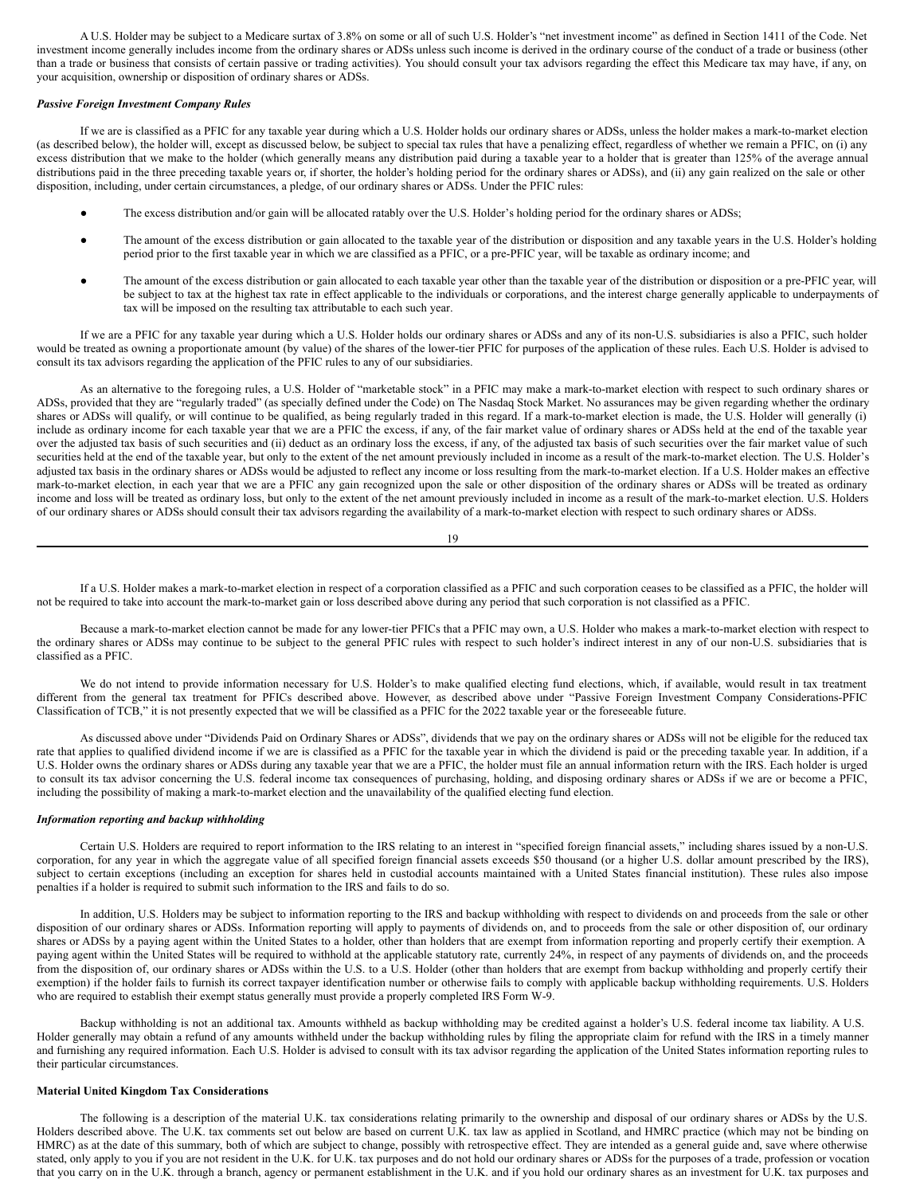A U.S. Holder may be subject to a Medicare surtax of 3.8% on some or all of such U.S. Holder's "net investment income" as defined in Section 1411 of the Code. Net investment income generally includes income from the ordinary shares or ADSs unless such income is derived in the ordinary course of the conduct of a trade or business (other than a trade or business that consists of certain passive or trading activities). You should consult your tax advisors regarding the effect this Medicare tax may have, if any, on your acquisition, ownership or disposition of ordinary shares or ADSs.

***Passive Foreign Investment Company Rules***

If we are is classified as a PFIC for any taxable year during which a U.S. Holder holds our ordinary shares or ADSs, unless the holder makes a mark-to-market election (as described below), the holder will, except as discussed below, be subject to special tax rules that have a penalizing effect, regardless of whether we remain a PFIC, on (i) any excess distribution that we make to the holder (which generally means any distribution paid during a taxable year to a holder that is greater than 125% of the average annual distributions paid in the three preceding taxable years or, if shorter, the holder's holding period for the ordinary shares or ADSs), and (ii) any gain realized on the sale or other disposition, including, under certain circumstances, a pledge, of our ordinary shares or ADSs. Under the PFIC rules:

- The excess distribution and/or gain will be allocated ratably over the U.S. Holder's holding period for the ordinary shares or ADSs;
- The amount of the excess distribution or gain allocated to the taxable year of the distribution or disposition and any taxable years in the U.S. Holder's holding period prior to the first taxable year in which we are classified as a PFIC, or a pre-PFIC year, will be taxable as ordinary income; and
- The amount of the excess distribution or gain allocated to each taxable year other than the taxable year of the distribution or disposition or a pre-PFIC year, will be subject to tax at the highest tax rate in effect applicable to the individuals or corporations, and the interest charge generally applicable to underpayments of tax will be imposed on the resulting tax attributable to each such year.

If we are a PFIC for any taxable year during which a U.S. Holder holds our ordinary shares or ADSs and any of its non-U.S. subsidiaries is also a PFIC, such holder would be treated as owning a proportionate amount (by value) of the shares of the lower-tier PFIC for purposes of the application of these rules. Each U.S. Holder is advised to consult its tax advisors regarding the application of the PFIC rules to any of our subsidiaries.

As an alternative to the foregoing rules, a U.S. Holder of "marketable stock" in a PFIC may make a mark-to-market election with respect to such ordinary shares or ADSs, provided that they are "regularly traded" (as specially defined under the Code) on The Nasdaq Stock Market. No assurances may be given regarding whether the ordinary shares or ADSs will qualify, or will continue to be qualified, as being regularly traded in this regard. If a mark-to-market election is made, the U.S. Holder will generally (i) include as ordinary income for each taxable year that we are a PFIC the excess, if any, of the fair market value of ordinary shares or ADSs held at the end of the taxable year over the adjusted tax basis of such securities and (ii) deduct as an ordinary loss the excess, if any, of the adjusted tax basis of such securities over the fair market value of such securities held at the end of the taxable year, but only to the extent of the net amount previously included in income as a result of the mark-to-market election. The U.S. Holder's adjusted tax basis in the ordinary shares or ADSs would be adjusted to reflect any income or loss resulting from the mark-to-market election. If a U.S. Holder makes an effective mark-to-market election, in each year that we are a PFIC any gain recognized upon the sale or other disposition of the ordinary shares or ADSs will be treated as ordinary income and loss will be treated as ordinary loss, but only to the extent of the net amount previously included in income as a result of the mark-to-market election. U.S. Holders of our ordinary shares or ADSs should consult their tax advisors regarding the availability of a mark-to-market election with respect to such ordinary shares or ADSs.

If a U.S. Holder makes a mark-to-market election in respect of a corporation classified as a PFIC and such corporation ceases to be classified as a PFIC, the holder will not be required to take into account the mark-to-market gain or loss described above during any period that such corporation is not classified as a PFIC.

Because a mark-to-market election cannot be made for any lower-tier PFICs that a PFIC may own, a U.S. Holder who makes a mark-to-market election with respect to the ordinary shares or ADSs may continue to be subject to the general PFIC rules with respect to such holder's indirect interest in any of our non-U.S. subsidiaries that is classified as a PFIC.

We do not intend to provide information necessary for U.S. Holder's to make qualified electing fund elections, which, if available, would result in tax treatment different from the general tax treatment for PFICs described above. However, as described above under "Passive Foreign Investment Company Considerations-PFIC Classification of TCB," it is not presently expected that we will be classified as a PFIC for the 2022 taxable year or the foreseeable future.

As discussed above under "Dividends Paid on Ordinary Shares or ADSs", dividends that we pay on the ordinary shares or ADSs will not be eligible for the reduced tax rate that applies to qualified dividend income if we are classified as a PFIC for the taxable year in which the dividend is paid or the preceding taxable year. In addition, if a U.S. Holder owns the ordinary shares or ADSs during any taxable year that we are a PFIC, the holder must file an annual information return with the IRS. Each holder is urged to consult its tax advisor concerning the U.S. federal income tax consequences of purchasing, holding, and disposing ordinary shares or ADSs if we are or become a PFIC, including the possibility of making a mark-to-market election and the unavailability of the qualified electing fund election.

***Information reporting and backup withholding***

Certain U.S. Holders are required to report information to the IRS relating to an interest in "specified foreign financial assets," including shares issued by a non-U.S. corporation, for any year in which the aggregate value of all specified foreign financial assets exceeds $50 thousand (or a higher U.S. dollar amount prescribed by the IRS), subject to certain exceptions (including an exception for shares held in custodial accounts maintained with a United States financial institution). These rules also impose penalties if a holder is required to submit such information to the IRS and fails to do so.

In addition, U.S. Holders may be subject to information reporting to the IRS and backup withholding with respect to dividends on and proceeds from the sale or other disposition of our ordinary shares or ADSs. Information reporting will apply to payments of dividends on, and to proceeds from the sale or other disposition of, our ordinary shares or ADSs by a paying agent within the United States to a holder, other than holders that are exempt from information reporting and properly certify their exemption. A paying agent within the United States will be required to withhold at the applicable statutory rate, currently 24%, in respect of any payments of dividends on, and the proceeds from the disposition of, our ordinary shares or ADSs within the U.S. to a U.S. Holder (other than holders that are exempt from backup withholding and properly certify their exemption) if the holder fails to furnish its correct taxpayer identification number or otherwise fails to comply with applicable backup withholding requirements. U.S. Holders who are required to establish their exempt status generally must provide a properly completed IRS Form W-9.

Backup withholding is not an additional tax. Amounts withheld as backup withholding may be credited against a holder's U.S. federal income tax liability. A U.S. Holder generally may obtain a refund of any amounts withheld under the backup withholding rules by filing the appropriate claim for refund with the IRS in a timely manner and furnishing any required information. Each U.S. Holder is advised to consult with its tax advisor regarding the application of the United States information reporting rules to their particular circumstances.

**Material United Kingdom Tax Considerations**

The following is a description of the material U.K. tax considerations relating primarily to the ownership and disposal of our ordinary shares or ADSs by the U.S. Holders described above. The U.K. tax comments set out below are based on current U.K. tax law as applied in Scotland, and HMRC practice (which may not be binding on HMRC) as at the date of this summary, both of which are subject to change, possibly with retrospective effect. They are intended as a general guide and, save where otherwise stated, only apply to you if you are not resident in the U.K. for U.K. tax purposes and do not hold our ordinary shares or ADSs for the purposes of a trade, profession or vocation that you carry on in the U.K. through a branch, agency or permanent establishment in the U.K. and if you hold our ordinary shares as an investment for U.K. tax purposes and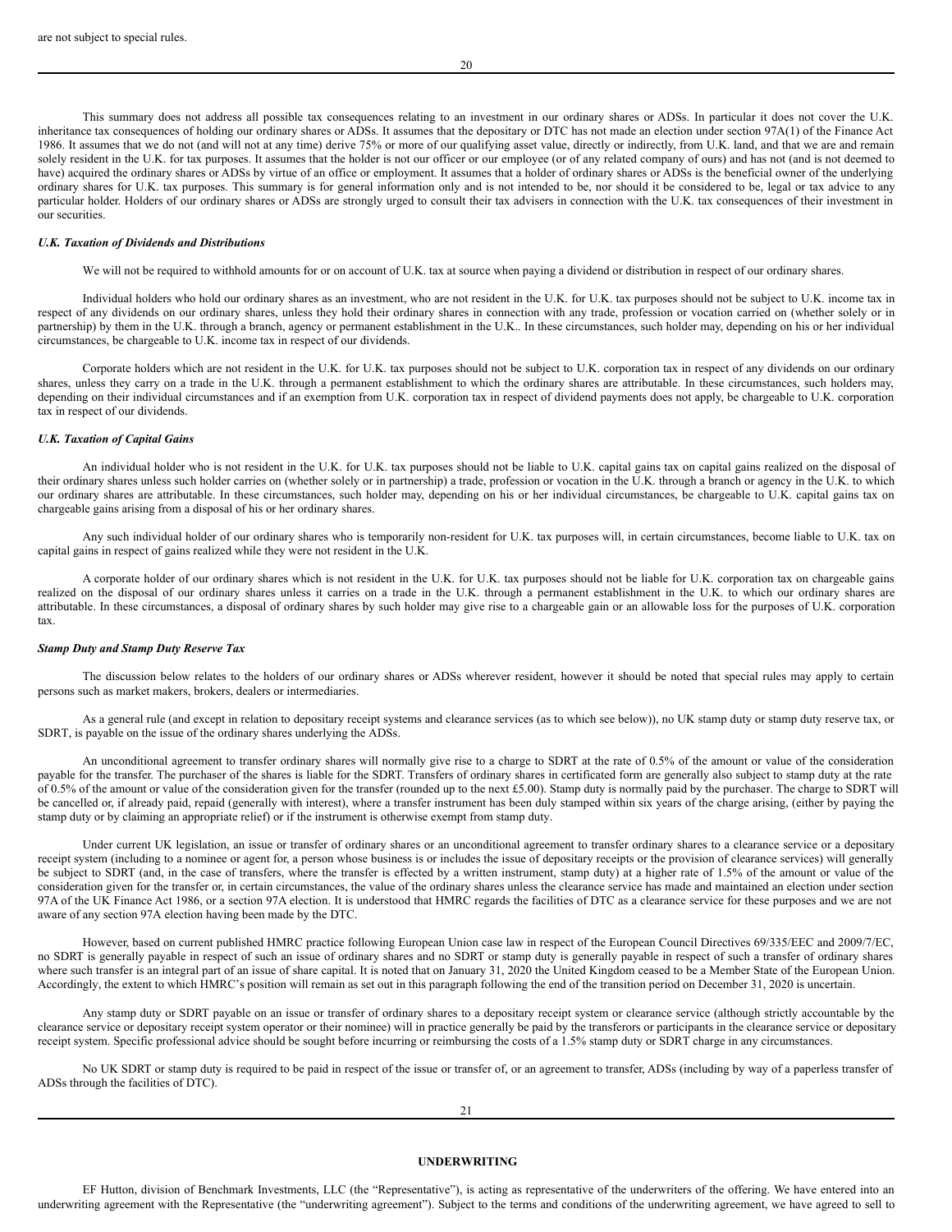are not subject to special rules.

This summary does not address all possible tax consequences relating to an investment in our ordinary shares or ADSs. In particular it does not cover the U.K. inheritance tax consequences of holding our ordinary shares or ADSs. It assumes that the depositary or DTC has not made an election under section 97A(1) of the Finance Act 1986. It assumes that we do not (and will not at any time) derive 75% or more of our qualifying asset value, directly or indirectly, from U.K. land, and that we are and remain solely resident in the U.K. for tax purposes. It assumes that the holder is not our officer or our employee (or of any related company of ours) and has not (and is not deemed to have) acquired the ordinary shares or ADSs by virtue of an office or employment. It assumes that a holder of ordinary shares or ADSs is the beneficial owner of the underlying ordinary shares for U.K. tax purposes. This summary is for general information only and is not intended to be, nor should it be considered to be, legal or tax advice to any particular holder. Holders of our ordinary shares or ADSs are strongly urged to consult their tax advisers in connection with the U.K. tax consequences of their investment in our securities.

***U.K. Taxation of Dividends and Distributions***

We will not be required to withhold amounts for or on account of U.K. tax at source when paying a dividend or distribution in respect of our ordinary shares.

Individual holders who hold our ordinary shares as an investment, who are not resident in the U.K. for U.K. tax purposes should not be subject to U.K. income tax in respect of any dividends on our ordinary shares, unless they hold their ordinary shares in connection with any trade, profession or vocation carried on (whether solely or in partnership) by them in the U.K. through a branch, agency or permanent establishment in the U.K.. In these circumstances, such holder may, depending on his or her individual circumstances, be chargeable to U.K. income tax in respect of our dividends.

Corporate holders which are not resident in the U.K. for U.K. tax purposes should not be subject to U.K. corporation tax in respect of any dividends on our ordinary shares, unless they carry on a trade in the U.K. through a permanent establishment to which the ordinary shares are attributable. In these circumstances, such holders may, depending on their individual circumstances and if an exemption from U.K. corporation tax in respect of dividend payments does not apply, be chargeable to U.K. corporation tax in respect of our dividends.

***U.K. Taxation of Capital Gains***

An individual holder who is not resident in the U.K. for U.K. tax purposes should not be liable to U.K. capital gains tax on capital gains realized on the disposal of their ordinary shares unless such holder carries on (whether solely or in partnership) a trade, profession or vocation in the U.K. through a branch or agency in the U.K. to which our ordinary shares are attributable. In these circumstances, such holder may, depending on his or her individual circumstances, be chargeable to U.K. capital gains tax on chargeable gains arising from a disposal of his or her ordinary shares.

Any such individual holder of our ordinary shares who is temporarily non-resident for U.K. tax purposes will, in certain circumstances, become liable to U.K. tax on capital gains in respect of gains realized while they were not resident in the U.K.

A corporate holder of our ordinary shares which is not resident in the U.K. for U.K. tax purposes should not be liable for U.K. corporation tax on chargeable gains realized on the disposal of our ordinary shares unless it carries on a trade in the U.K. through a permanent establishment in the U.K. to which our ordinary shares are attributable. In these circumstances, a disposal of ordinary shares by such holder may give rise to a chargeable gain or an allowable loss for the purposes of U.K. corporation tax.

***Stamp Duty and Stamp Duty Reserve Tax***

The discussion below relates to the holders of our ordinary shares or ADSs wherever resident, however it should be noted that special rules may apply to certain persons such as market makers, brokers, dealers or intermediaries.

As a general rule (and except in relation to depositary receipt systems and clearance services (as to which see below)), no UK stamp duty or stamp duty reserve tax, or SDRT, is payable on the issue of the ordinary shares underlying the ADSs.

An unconditional agreement to transfer ordinary shares will normally give rise to a charge to SDRT at the rate of 0.5% of the amount or value of the consideration payable for the transfer. The purchaser of the shares is liable for the SDRT. Transfers of ordinary shares in certificated form are generally also subject to stamp duty at the rate of 0.5% of the amount or value of the consideration given for the transfer (rounded up to the next £5.00). Stamp duty is normally paid by the purchaser. The charge to SDRT will be cancelled or, if already paid, repaid (generally with interest), where a transfer instrument has been duly stamped within six years of the charge arising, (either by paying the stamp duty or by claiming an appropriate relief) or if the instrument is otherwise exempt from stamp duty.

Under current UK legislation, an issue or transfer of ordinary shares or an unconditional agreement to transfer ordinary shares to a clearance service or a depositary receipt system (including to a nominee or agent for, a person whose business is or includes the issue of depositary receipts or the provision of clearance services) will generally be subject to SDRT (and, in the case of transfers, where the transfer is effected by a written instrument, stamp duty) at a higher rate of 1.5% of the amount or value of the consideration given for the transfer or, in certain circumstances, the value of the ordinary shares unless the clearance service has made and maintained an election under section 97A of the UK Finance Act 1986, or a section 97A election. It is understood that HMRC regards the facilities of DTC as a clearance service for these purposes and we are not aware of any section 97A election having been made by the DTC.

However, based on current published HMRC practice following European Union case law in respect of the European Council Directives 69/335/EEC and 2009/7/EC, no SDRT is generally payable in respect of such an issue of ordinary shares and no SDRT or stamp duty is generally payable in respect of such a transfer of ordinary shares where such transfer is an integral part of an issue of share capital. It is noted that on January 31, 2020 the United Kingdom ceased to be a Member State of the European Union. Accordingly, the extent to which HMRC's position will remain as set out in this paragraph following the end of the transition period on December 31, 2020 is uncertain.

Any stamp duty or SDRT payable on an issue or transfer of ordinary shares to a depositary receipt system or clearance service (although strictly accountable by the clearance service or depositary receipt system operator or their nominee) will in practice generally be paid by the transferors or participants in the clearance service or depositary receipt system. Specific professional advice should be sought before incurring or reimbursing the costs of a 1.5% stamp duty or SDRT charge in any circumstances.

No UK SDRT or stamp duty is required to be paid in respect of the issue or transfer of, or an agreement to transfer, ADSs (including by way of a paperless transfer of ADSs through the facilities of DTC).

**UNDERWRITING**

EF Hutton, division of Benchmark Investments, LLC (the "Representative"), is acting as representative of the underwriters of the offering. We have entered into an underwriting agreement with the Representative (the "underwriting agreement"). Subject to the terms and conditions of the underwriting agreement, we have agreed to sell to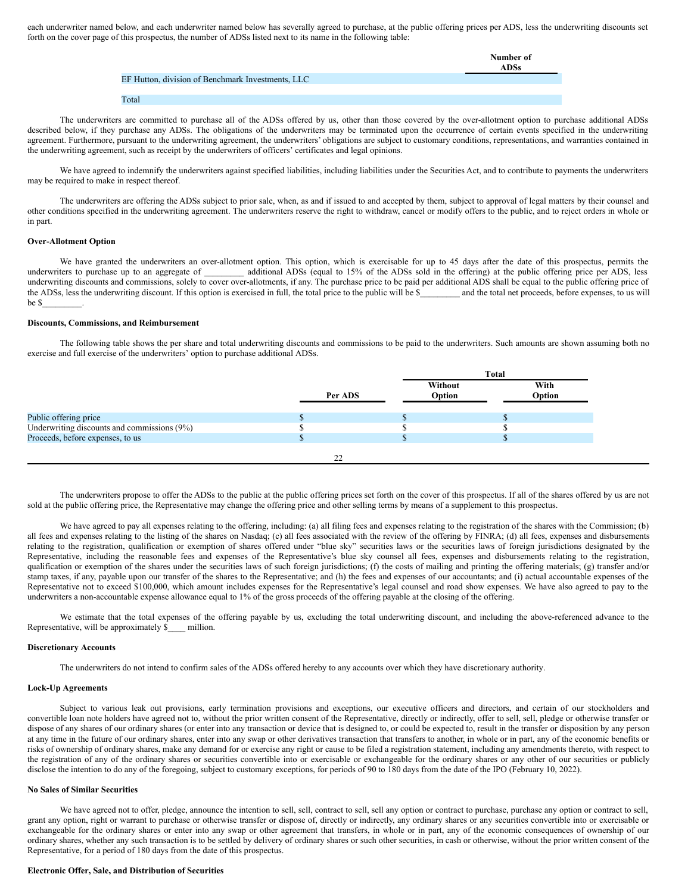each underwriter named below, and each underwriter named below has severally agreed to purchase, at the public offering prices per ADS, less the underwriting discounts set forth on the cover page of this prospectus, the number of ADSs listed next to its name in the following table:

| | Number of ADSs |
|---|---|
| EF Hutton, division of Benchmark Investments, LLC | |
| Total | |

The underwriters are committed to purchase all of the ADSs offered by us, other than those covered by the over-allotment option to purchase additional ADSs described below, if they purchase any ADSs. The obligations of the underwriters may be terminated upon the occurrence of certain events specified in the underwriting agreement. Furthermore, pursuant to the underwriting agreement, the underwriters' obligations are subject to customary conditions, representations, and warranties contained in the underwriting agreement, such as receipt by the underwriters of officers' certificates and legal opinions.

We have agreed to indemnify the underwriters against specified liabilities, including liabilities under the Securities Act, and to contribute to payments the underwriters may be required to make in respect thereof.

The underwriters are offering the ADSs subject to prior sale, when, as and if issued to and accepted by them, subject to approval of legal matters by their counsel and other conditions specified in the underwriting agreement. The underwriters reserve the right to withdraw, cancel or modify offers to the public, and to reject orders in whole or in part.

**Over-Allotment Option**

We have granted the underwriters an over-allotment option. This option, which is exercisable for up to 45 days after the date of this prospectus, permits the underwriters to purchase up to an aggregate of _________ additional ADSs (equal to 15% of the ADSs sold in the offering) at the public offering price per ADS, less underwriting discounts and commissions, solely to cover over-allotments, if any. The purchase price to be paid per additional ADS shall be equal to the public offering price of the ADSs, less the underwriting discount. If this option is exercised in full, the total price to the public will be $_________ and the total net proceeds, before expenses, to us will be $_________.

**Discounts, Commissions, and Reimbursement**

The following table shows the per share and total underwriting discounts and commissions to be paid to the underwriters. Such amounts are shown assuming both no exercise and full exercise of the underwriters' option to purchase additional ADSs.

| | | Total | |
|---|---|---|---|
| | Per ADS | Without Option | With Option |
| Public offering price | $ | $ | $ |
| Underwriting discounts and commissions (9%) | $ | $ | $ |
| Proceeds, before expenses, to us | $ | $ | $ |

The underwriters propose to offer the ADSs to the public at the public offering prices set forth on the cover of this prospectus. If all of the shares offered by us are not sold at the public offering price, the Representative may change the offering price and other selling terms by means of a supplement to this prospectus.

We have agreed to pay all expenses relating to the offering, including: (a) all filing fees and expenses relating to the registration of the shares with the Commission; (b) all fees and expenses relating to the listing of the shares on Nasdaq; (c) all fees associated with the review of the offering by FINRA; (d) all fees, expenses and disbursements relating to the registration, qualification or exemption of shares offered under "blue sky" securities laws or the securities laws of foreign jurisdictions designated by the Representative, including the reasonable fees and expenses of the Representative's blue sky counsel all fees, expenses and disbursements relating to the registration, qualification or exemption of the shares under the securities laws of such foreign jurisdictions; (f) the costs of mailing and printing the offering materials; (g) transfer and/or stamp taxes, if any, payable upon our transfer of the shares to the Representative; and (h) the fees and expenses of our accountants; and (i) actual accountable expenses of the Representative not to exceed $100,000, which amount includes expenses for the Representative's legal counsel and road show expenses. We have also agreed to pay to the underwriters a non-accountable expense allowance equal to 1% of the gross proceeds of the offering payable at the closing of the offering.

We estimate that the total expenses of the offering payable by us, excluding the total underwriting discount, and including the above-referenced advance to the Representative, will be approximately $____ million.

**Discretionary Accounts**

The underwriters do not intend to confirm sales of the ADSs offered hereby to any accounts over which they have discretionary authority.

**Lock-Up Agreements**

Subject to various leak out provisions, early termination provisions and exceptions, our executive officers and directors, and certain of our stockholders and convertible loan note holders have agreed not to, without the prior written consent of the Representative, directly or indirectly, offer to sell, sell, pledge or otherwise transfer or dispose of any shares of our ordinary shares (or enter into any transaction or device that is designed to, or could be expected to, result in the transfer or disposition by any person at any time in the future of our ordinary shares, enter into any swap or other derivatives transaction that transfers to another, in whole or in part, any of the economic benefits or risks of ownership of ordinary shares, make any demand for or exercise any right or cause to be filed a registration statement, including any amendments thereto, with respect to the registration of any of the ordinary shares or securities convertible into or exercisable or exchangeable for the ordinary shares or any other of our securities or publicly disclose the intention to do any of the foregoing, subject to customary exceptions, for periods of 90 to 180 days from the date of the IPO (February 10, 2022).

**No Sales of Similar Securities**

We have agreed not to offer, pledge, announce the intention to sell, sell, contract to sell, sell any option or contract to purchase, purchase any option or contract to sell, grant any option, right or warrant to purchase or otherwise transfer or dispose of, directly or indirectly, any ordinary shares or any securities convertible into or exercisable or exchangeable for the ordinary shares or enter into any swap or other agreement that transfers, in whole or in part, any of the economic consequences of ownership of our ordinary shares, whether any such transaction is to be settled by delivery of ordinary shares or such other securities, in cash or otherwise, without the prior written consent of the Representative, for a period of 180 days from the date of this prospectus.

**Electronic Offer, Sale, and Distribution of Securities**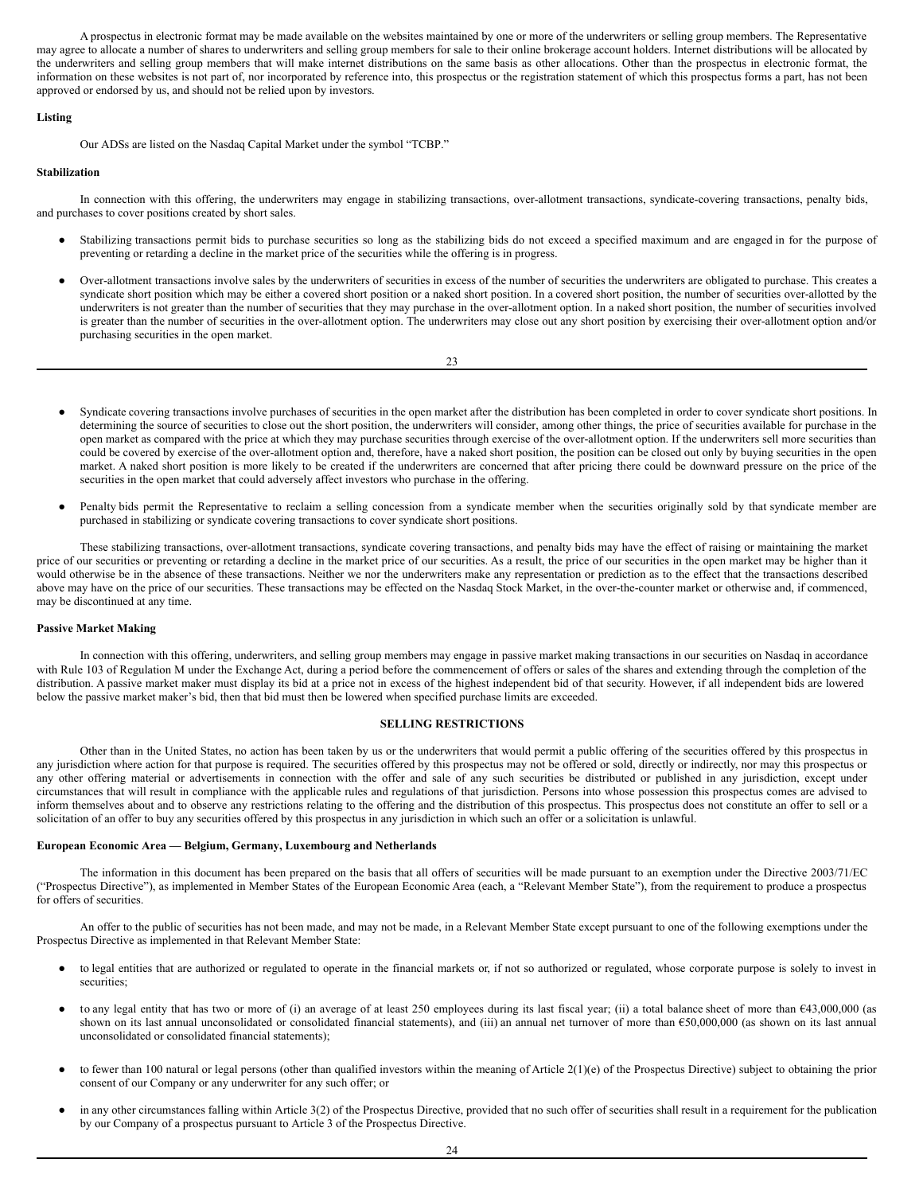A prospectus in electronic format may be made available on the websites maintained by one or more of the underwriters or selling group members. The Representative may agree to allocate a number of shares to underwriters and selling group members for sale to their online brokerage account holders. Internet distributions will be allocated by the underwriters and selling group members that will make internet distributions on the same basis as other allocations. Other than the prospectus in electronic format, the information on these websites is not part of, nor incorporated by reference into, this prospectus or the registration statement of which this prospectus forms a part, has not been approved or endorsed by us, and should not be relied upon by investors.

**Listing**

Our ADSs are listed on the Nasdaq Capital Market under the symbol "TCBP."

**Stabilization**

In connection with this offering, the underwriters may engage in stabilizing transactions, over-allotment transactions, syndicate-covering transactions, penalty bids, and purchases to cover positions created by short sales.

- Stabilizing transactions permit bids to purchase securities so long as the stabilizing bids do not exceed a specified maximum and are engaged in for the purpose of preventing or retarding a decline in the market price of the securities while the offering is in progress.
- Over-allotment transactions involve sales by the underwriters of securities in excess of the number of securities the underwriters are obligated to purchase. This creates a syndicate short position which may be either a covered short position or a naked short position. In a covered short position, the number of securities over-allotted by the underwriters is not greater than the number of securities that they may purchase in the over-allotment option. In a naked short position, the number of securities involved is greater than the number of securities in the over-allotment option. The underwriters may close out any short position by exercising their over-allotment option and/or purchasing securities in the open market.
- Syndicate covering transactions involve purchases of securities in the open market after the distribution has been completed in order to cover syndicate short positions. In determining the source of securities to close out the short position, the underwriters will consider, among other things, the price of securities available for purchase in the open market as compared with the price at which they may purchase securities through exercise of the over-allotment option. If the underwriters sell more securities than could be covered by exercise of the over-allotment option and, therefore, have a naked short position, the position can be closed out only by buying securities in the open market. A naked short position is more likely to be created if the underwriters are concerned that after pricing there could be downward pressure on the price of the securities in the open market that could adversely affect investors who purchase in the offering.
- Penalty bids permit the Representative to reclaim a selling concession from a syndicate member when the securities originally sold by that syndicate member are purchased in stabilizing or syndicate covering transactions to cover syndicate short positions.

These stabilizing transactions, over-allotment transactions, syndicate covering transactions, and penalty bids may have the effect of raising or maintaining the market price of our securities or preventing or retarding a decline in the market price of our securities. As a result, the price of our securities in the open market may be higher than it would otherwise be in the absence of these transactions. Neither we nor the underwriters make any representation or prediction as to the effect that the transactions described above may have on the price of our securities. These transactions may be effected on the Nasdaq Stock Market, in the over-the-counter market or otherwise and, if commenced, may be discontinued at any time.

**Passive Market Making**

In connection with this offering, underwriters, and selling group members may engage in passive market making transactions in our securities on Nasdaq in accordance with Rule 103 of Regulation M under the Exchange Act, during a period before the commencement of offers or sales of the shares and extending through the completion of the distribution. A passive market maker must display its bid at a price not in excess of the highest independent bid of that security. However, if all independent bids are lowered below the passive market maker's bid, then that bid must then be lowered when specified purchase limits are exceeded.

## SELLING RESTRICTIONS

Other than in the United States, no action has been taken by us or the underwriters that would permit a public offering of the securities offered by this prospectus in any jurisdiction where action for that purpose is required. The securities offered by this prospectus may not be offered or sold, directly or indirectly, nor may this prospectus or any other offering material or advertisements in connection with the offer and sale of any such securities be distributed or published in any jurisdiction, except under circumstances that will result in compliance with the applicable rules and regulations of that jurisdiction. Persons into whose possession this prospectus comes are advised to inform themselves about and to observe any restrictions relating to the offering and the distribution of this prospectus. This prospectus does not constitute an offer to sell or a solicitation of an offer to buy any securities offered by this prospectus in any jurisdiction in which such an offer or a solicitation is unlawful.

**European Economic Area — Belgium, Germany, Luxembourg and Netherlands**

The information in this document has been prepared on the basis that all offers of securities will be made pursuant to an exemption under the Directive 2003/71/EC ("Prospectus Directive"), as implemented in Member States of the European Economic Area (each, a "Relevant Member State"), from the requirement to produce a prospectus for offers of securities.

An offer to the public of securities has not been made, and may not be made, in a Relevant Member State except pursuant to one of the following exemptions under the Prospectus Directive as implemented in that Relevant Member State:

- to legal entities that are authorized or regulated to operate in the financial markets or, if not so authorized or regulated, whose corporate purpose is solely to invest in securities;
- to any legal entity that has two or more of (i) an average of at least 250 employees during its last fiscal year; (ii) a total balance sheet of more than €43,000,000 (as shown on its last annual unconsolidated or consolidated financial statements), and (iii) an annual net turnover of more than €50,000,000 (as shown on its last annual unconsolidated or consolidated financial statements);
- to fewer than 100 natural or legal persons (other than qualified investors within the meaning of Article 2(1)(e) of the Prospectus Directive) subject to obtaining the prior consent of our Company or any underwriter for any such offer; or
- in any other circumstances falling within Article 3(2) of the Prospectus Directive, provided that no such offer of securities shall result in a requirement for the publication by our Company of a prospectus pursuant to Article 3 of the Prospectus Directive.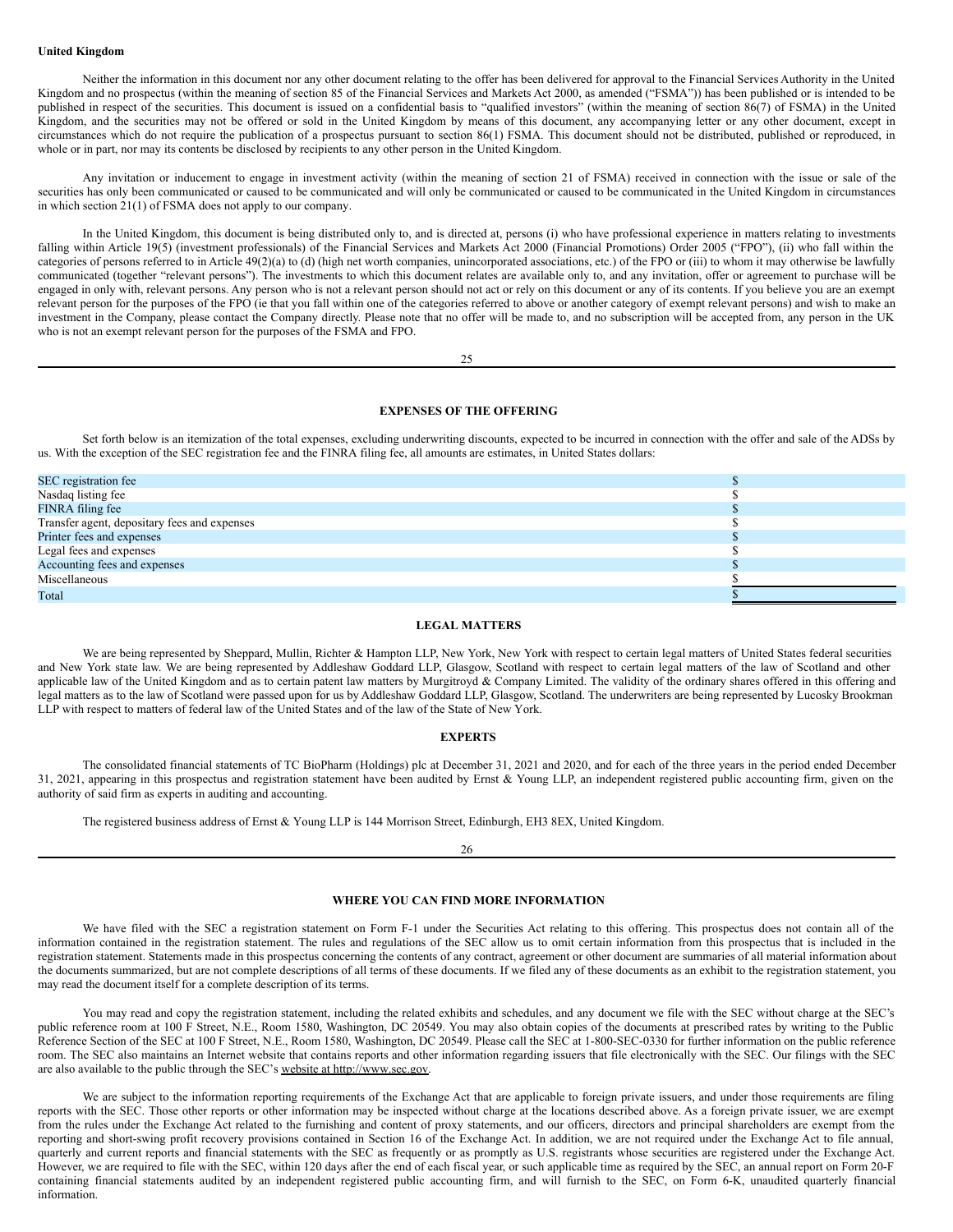**United Kingdom**

Neither the information in this document nor any other document relating to the offer has been delivered for approval to the Financial Services Authority in the United Kingdom and no prospectus (within the meaning of section 85 of the Financial Services and Markets Act 2000, as amended ("FSMA")) has been published or is intended to be published in respect of the securities. This document is issued on a confidential basis to "qualified investors" (within the meaning of section 86(7) of FSMA) in the United Kingdom, and the securities may not be offered or sold in the United Kingdom by means of this document, any accompanying letter or any other document, except in circumstances which do not require the publication of a prospectus pursuant to section 86(1) FSMA. This document should not be distributed, published or reproduced, in whole or in part, nor may its contents be disclosed by recipients to any other person in the United Kingdom.

Any invitation or inducement to engage in investment activity (within the meaning of section 21 of FSMA) received in connection with the issue or sale of the securities has only been communicated or caused to be communicated and will only be communicated or caused to be communicated in the United Kingdom in circumstances in which section 21(1) of FSMA does not apply to our company.

In the United Kingdom, this document is being distributed only to, and is directed at, persons (i) who have professional experience in matters relating to investments falling within Article 19(5) (investment professionals) of the Financial Services and Markets Act 2000 (Financial Promotions) Order 2005 ("FPO"), (ii) who fall within the categories of persons referred to in Article 49(2)(a) to (d) (high net worth companies, unincorporated associations, etc.) of the FPO or (iii) to whom it may otherwise be lawfully communicated (together "relevant persons"). The investments to which this document relates are available only to, and any invitation, offer or agreement to purchase will be engaged in only with, relevant persons. Any person who is not a relevant person should not act or rely on this document or any of its contents. If you believe you are an exempt relevant person for the purposes of the FPO (ie that you fall within one of the categories referred to above or another category of exempt relevant persons) and wish to make an investment in the Company, please contact the Company directly. Please note that no offer will be made to, and no subscription will be accepted from, any person in the UK who is not an exempt relevant person for the purposes of the FSMA and FPO.

## EXPENSES OF THE OFFERING

Set forth below is an itemization of the total expenses, excluding underwriting discounts, expected to be incurred in connection with the offer and sale of the ADSs by us. With the exception of the SEC registration fee and the FINRA filing fee, all amounts are estimates, in United States dollars:

| | |
|---|---|
| SEC registration fee | $ |
| Nasdaq listing fee | $ |
| FINRA filing fee | $ |
| Transfer agent, depositary fees and expenses | $ |
| Printer fees and expenses | $ |
| Legal fees and expenses | $ |
| Accounting fees and expenses | $ |
| Miscellaneous | $ |
| Total | $ |

## LEGAL MATTERS

We are being represented by Sheppard, Mullin, Richter & Hampton LLP, New York, New York with respect to certain legal matters of United States federal securities and New York state law. We are being represented by Addleshaw Goddard LLP, Glasgow, Scotland with respect to certain legal matters of the law of Scotland and other applicable law of the United Kingdom and as to certain patent law matters by Murgitroyd & Company Limited. The validity of the ordinary shares offered in this offering and legal matters as to the law of Scotland were passed upon for us by Addleshaw Goddard LLP, Glasgow, Scotland. The underwriters are being represented by Lucosky Brookman LLP with respect to matters of federal law of the United States and of the law of the State of New York.

## EXPERTS

The consolidated financial statements of TC BioPharm (Holdings) plc at December 31, 2021 and 2020, and for each of the three years in the period ended December 31, 2021, appearing in this prospectus and registration statement have been audited by Ernst & Young LLP, an independent registered public accounting firm, given on the authority of said firm as experts in auditing and accounting.

The registered business address of Ernst & Young LLP is 144 Morrison Street, Edinburgh, EH3 8EX, United Kingdom.

## WHERE YOU CAN FIND MORE INFORMATION

We have filed with the SEC a registration statement on Form F-1 under the Securities Act relating to this offering. This prospectus does not contain all of the information contained in the registration statement. The rules and regulations of the SEC allow us to omit certain information from this prospectus that is included in the registration statement. Statements made in this prospectus concerning the contents of any contract, agreement or other document are summaries of all material information about the documents summarized, but are not complete descriptions of all terms of these documents. If we filed any of these documents as an exhibit to the registration statement, you may read the document itself for a complete description of its terms.

You may read and copy the registration statement, including the related exhibits and schedules, and any document we file with the SEC without charge at the SEC's public reference room at 100 F Street, N.E., Room 1580, Washington, DC 20549. You may also obtain copies of the documents at prescribed rates by writing to the Public Reference Section of the SEC at 100 F Street, N.E., Room 1580, Washington, DC 20549. Please call the SEC at 1-800-SEC-0330 for further information on the public reference room. The SEC also maintains an Internet website that contains reports and other information regarding issuers that file electronically with the SEC. Our filings with the SEC are also available to the public through the SEC's website at http://www.sec.gov.

We are subject to the information reporting requirements of the Exchange Act that are applicable to foreign private issuers, and under those requirements are filing reports with the SEC. Those other reports or other information may be inspected without charge at the locations described above. As a foreign private issuer, we are exempt from the rules under the Exchange Act related to the furnishing and content of proxy statements, and our officers, directors and principal shareholders are exempt from the reporting and short-swing profit recovery provisions contained in Section 16 of the Exchange Act. In addition, we are not required under the Exchange Act to file annual, quarterly and current reports and financial statements with the SEC as frequently or as promptly as U.S. registrants whose securities are registered under the Exchange Act. However, we are required to file with the SEC, within 120 days after the end of each fiscal year, or such applicable time as required by the SEC, an annual report on Form 20-F containing financial statements audited by an independent registered public accounting firm, and will furnish to the SEC, on Form 6-K, unaudited quarterly financial information.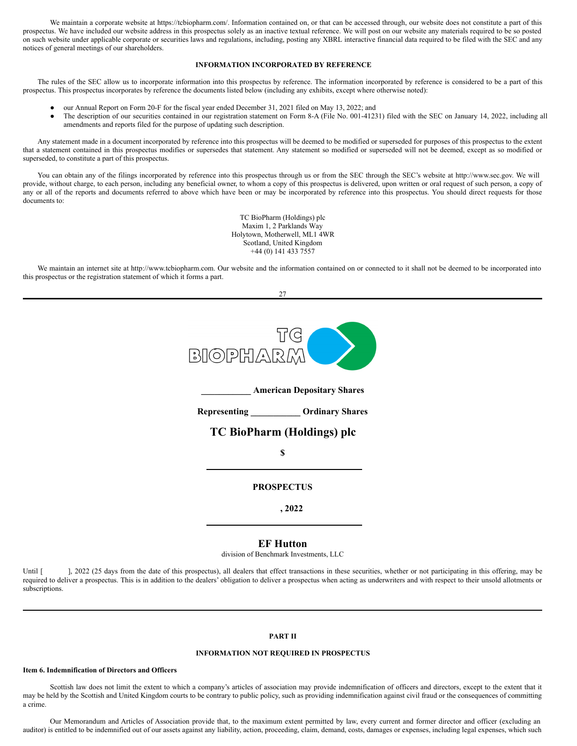We maintain a corporate website at https://tcbiopharm.com/. Information contained on, or that can be accessed through, our website does not constitute a part of this prospectus. We have included our website address in this prospectus solely as an inactive textual reference. We will post on our website any materials required to be so posted on such website under applicable corporate or securities laws and regulations, including, posting any XBRL interactive financial data required to be filed with the SEC and any notices of general meetings of our shareholders.

**INFORMATION INCORPORATED BY REFERENCE**

The rules of the SEC allow us to incorporate information into this prospectus by reference. The information incorporated by reference is considered to be a part of this prospectus. This prospectus incorporates by reference the documents listed below (including any exhibits, except where otherwise noted):

- our Annual Report on Form 20-F for the fiscal year ended December 31, 2021 filed on May 13, 2022; and
- The description of our securities contained in our registration statement on Form 8-A (File No. 001-41231) filed with the SEC on January 14, 2022, including all amendments and reports filed for the purpose of updating such description.

Any statement made in a document incorporated by reference into this prospectus will be deemed to be modified or superseded for purposes of this prospectus to the extent that a statement contained in this prospectus modifies or supersedes that statement. Any statement so modified or superseded will not be deemed, except as so modified or superseded, to constitute a part of this prospectus.

You can obtain any of the filings incorporated by reference into this prospectus through us or from the SEC through the SEC's website at http://www.sec.gov. We will provide, without charge, to each person, including any beneficial owner, to whom a copy of this prospectus is delivered, upon written or oral request of such person, a copy of any or all of the reports and documents referred to above which have been or may be incorporated by reference into this prospectus. You should direct requests for those documents to:

TC BioPharm (Holdings) plc
Maxim 1, 2 Parklands Way
Holytown, Motherwell, ML1 4WR
Scotland, United Kingdom
+44 (0) 141 433 7557

We maintain an internet site at http://www.tcbiopharm.com. Our website and the information contained on or connected to it shall not be deemed to be incorporated into this prospectus or the registration statement of which it forms a part.

TC BIOPHARM

**___________ American Depositary Shares**

**Representing ___________ Ordinary Shares**

## TC BioPharm (Holdings) plc

**$**

**PROSPECTUS**

**, 2022**

## EF Hutton

division of Benchmark Investments, LLC

Until [ ], 2022 (25 days from the date of this prospectus), all dealers that effect transactions in these securities, whether or not participating in this offering, may be required to deliver a prospectus. This is in addition to the dealers' obligation to deliver a prospectus when acting as underwriters and with respect to their unsold allotments or subscriptions.

**PART II**

**INFORMATION NOT REQUIRED IN PROSPECTUS**

**Item 6. Indemnification of Directors and Officers**

Scottish law does not limit the extent to which a company's articles of association may provide indemnification of officers and directors, except to the extent that it may be held by the Scottish and United Kingdom courts to be contrary to public policy, such as providing indemnification against civil fraud or the consequences of committing a crime.

Our Memorandum and Articles of Association provide that, to the maximum extent permitted by law, every current and former director and officer (excluding an auditor) is entitled to be indemnified out of our assets against any liability, action, proceeding, claim, demand, costs, damages or expenses, including legal expenses, which such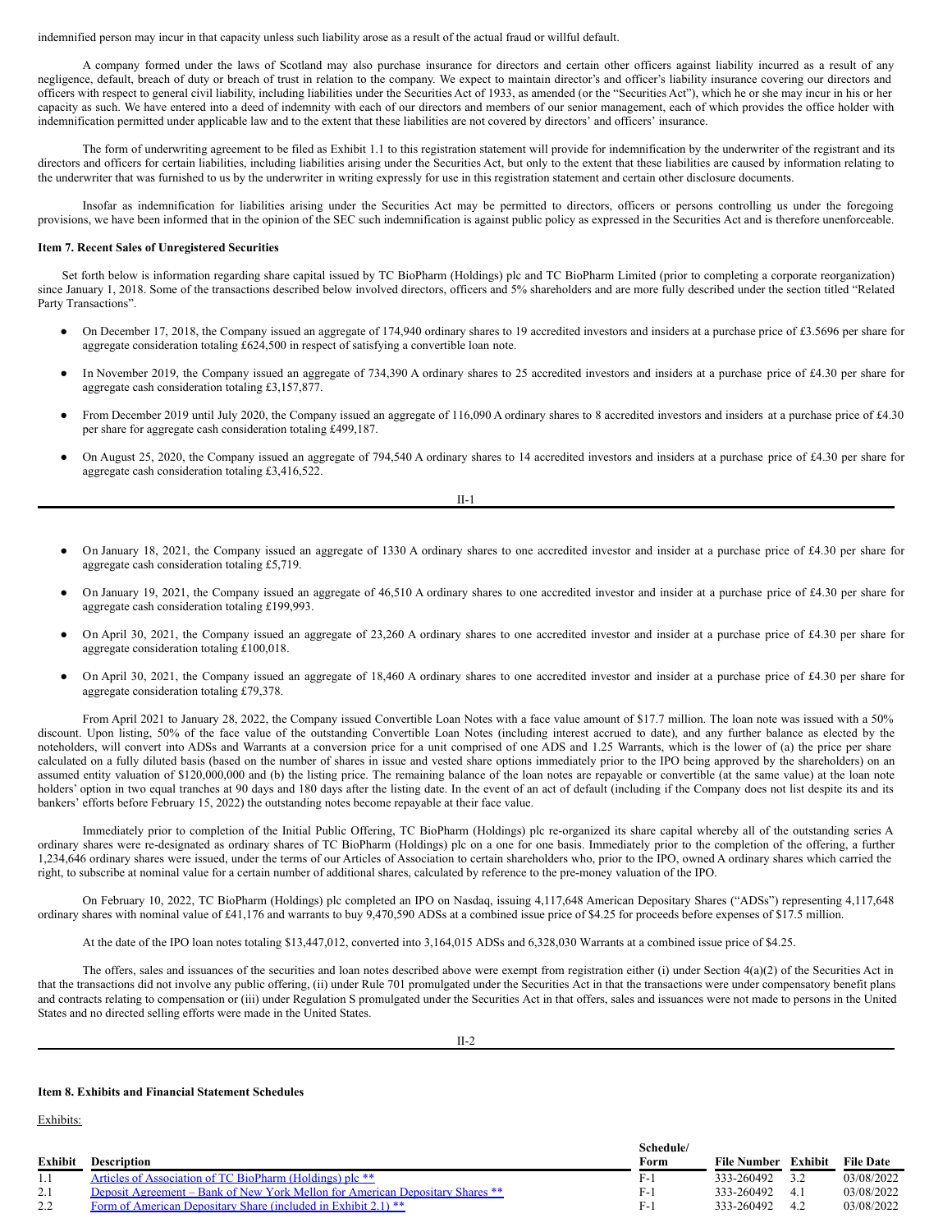indemnified person may incur in that capacity unless such liability arose as a result of the actual fraud or willful default.

A company formed under the laws of Scotland may also purchase insurance for directors and certain other officers against liability incurred as a result of any negligence, default, breach of duty or breach of trust in relation to the company. We expect to maintain director's and officer's liability insurance covering our directors and officers with respect to general civil liability, including liabilities under the Securities Act of 1933, as amended (or the "Securities Act"), which he or she may incur in his or her capacity as such. We have entered into a deed of indemnity with each of our directors and members of our senior management, each of which provides the office holder with indemnification permitted under applicable law and to the extent that these liabilities are not covered by directors' and officers' insurance.

The form of underwriting agreement to be filed as Exhibit 1.1 to this registration statement will provide for indemnification by the underwriter of the registrant and its directors and officers for certain liabilities, including liabilities arising under the Securities Act, but only to the extent that these liabilities are caused by information relating to the underwriter that was furnished to us by the underwriter in writing expressly for use in this registration statement and certain other disclosure documents.

Insofar as indemnification for liabilities arising under the Securities Act may be permitted to directors, officers or persons controlling us under the foregoing provisions, we have been informed that in the opinion of the SEC such indemnification is against public policy as expressed in the Securities Act and is therefore unenforceable.

**Item 7. Recent Sales of Unregistered Securities**

Set forth below is information regarding share capital issued by TC BioPharm (Holdings) plc and TC BioPharm Limited (prior to completing a corporate reorganization) since January 1, 2018. Some of the transactions described below involved directors, officers and 5% shareholders and are more fully described under the section titled "Related Party Transactions".

- On December 17, 2018, the Company issued an aggregate of 174,940 ordinary shares to 19 accredited investors and insiders at a purchase price of £3.5696 per share for aggregate consideration totaling £624,500 in respect of satisfying a convertible loan note.
- In November 2019, the Company issued an aggregate of 734,390 A ordinary shares to 25 accredited investors and insiders at a purchase price of £4.30 per share for aggregate cash consideration totaling £3,157,877.
- From December 2019 until July 2020, the Company issued an aggregate of 116,090 A ordinary shares to 8 accredited investors and insiders at a purchase price of £4.30 per share for aggregate cash consideration totaling £499,187.
- On August 25, 2020, the Company issued an aggregate of 794,540 A ordinary shares to 14 accredited investors and insiders at a purchase price of £4.30 per share for aggregate cash consideration totaling £3,416,522.
- On January 18, 2021, the Company issued an aggregate of 1330 A ordinary shares to one accredited investor and insider at a purchase price of £4.30 per share for aggregate cash consideration totaling £5,719.
- On January 19, 2021, the Company issued an aggregate of 46,510 A ordinary shares to one accredited investor and insider at a purchase price of £4.30 per share for aggregate cash consideration totaling £199,993.
- On April 30, 2021, the Company issued an aggregate of 23,260 A ordinary shares to one accredited investor and insider at a purchase price of £4.30 per share for aggregate consideration totaling £100,018.
- On April 30, 2021, the Company issued an aggregate of 18,460 A ordinary shares to one accredited investor and insider at a purchase price of £4.30 per share for aggregate consideration totaling £79,378.

From April 2021 to January 28, 2022, the Company issued Convertible Loan Notes with a face value amount of $17.7 million. The loan note was issued with a 50% discount. Upon listing, 50% of the face value of the outstanding Convertible Loan Notes (including interest accrued to date), and any further balance as elected by the noteholders, will convert into ADSs and Warrants at a conversion price for a unit comprised of one ADS and 1.25 Warrants, which is the lower of (a) the price per share calculated on a fully diluted basis (based on the number of shares in issue and vested share options immediately prior to the IPO being approved by the shareholders) on an assumed entity valuation of $120,000,000 and (b) the listing price. The remaining balance of the loan notes are repayable or convertible (at the same value) at the loan note holders' option in two equal tranches at 90 days and 180 days after the listing date. In the event of an act of default (including if the Company does not list despite its and its bankers' efforts before February 15, 2022) the outstanding notes become repayable at their face value.

Immediately prior to completion of the Initial Public Offering, TC BioPharm (Holdings) plc re-organized its share capital whereby all of the outstanding series A ordinary shares were re-designated as ordinary shares of TC BioPharm (Holdings) plc on a one for one basis. Immediately prior to the completion of the offering, a further 1,234,646 ordinary shares were issued, under the terms of our Articles of Association to certain shareholders who, prior to the IPO, owned A ordinary shares which carried the right, to subscribe at nominal value for a certain number of additional shares, calculated by reference to the pre-money valuation of the IPO.

On February 10, 2022, TC BioPharm (Holdings) plc completed an IPO on Nasdaq, issuing 4,117,648 American Depositary Shares ("ADSs") representing 4,117,648 ordinary shares with nominal value of £41,176 and warrants to buy 9,470,590 ADSs at a combined issue price of $4.25 for proceeds before expenses of $17.5 million.

At the date of the IPO loan notes totaling $13,447,012, converted into 3,164,015 ADSs and 6,328,030 Warrants at a combined issue price of $4.25.

The offers, sales and issuances of the securities and loan notes described above were exempt from registration either (i) under Section 4(a)(2) of the Securities Act in that the transactions did not involve any public offering, (ii) under Rule 701 promulgated under the Securities Act in that the transactions were under compensatory benefit plans and contracts relating to compensation or (iii) under Regulation S promulgated under the Securities Act in that offers, sales and issuances were not made to persons in the United States and no directed selling efforts were made in the United States.

**Item 8. Exhibits and Financial Statement Schedules**

Exhibits:

| Exhibit | Description | Schedule/ Form | File Number | Exhibit | File Date |
|---|---|---|---|---|---|
| 1.1 | Articles of Association of TC BioPharm (Holdings) plc ** | F-1 | 333-260492 | 3.2 | 03/08/2022 |
| 2.1 | Deposit Agreement – Bank of New York Mellon for American Depositary Shares ** | F-1 | 333-260492 | 4.1 | 03/08/2022 |
| 2.2 | Form of American Depositary Share (included in Exhibit 2.1) ** | F-1 | 333-260492 | 4.2 | 03/08/2022 |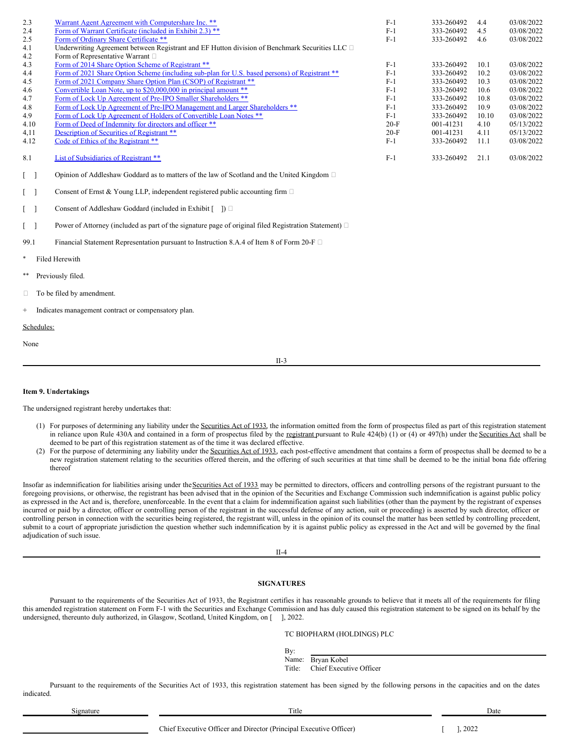| | | | | | |
|---|---|---|---|---|---|
| 2.3 | Warrant Agent Agreement with Computershare Inc. ** | F-1 | 333-260492 | 4.4 | 03/08/2022 |
| 2.4 | Form of Warrant Certificate (included in Exhibit 2.3) ** | F-1 | 333-260492 | 4.5 | 03/08/2022 |
| 2.5 | Form of Ordinary Share Certificate ** | F-1 | 333-260492 | 4.6 | 03/08/2022 |
| 4.1 | Underwriting Agreement between Registrant and EF Hutton division of Benchmark Securities LLC □ | | | | |
| 4.2 | Form of Representative Warrant □ | | | | |
| 4.3 | Form of 2014 Share Option Scheme of Registrant ** | F-1 | 333-260492 | 10.1 | 03/08/2022 |
| 4.4 | Form of 2021 Share Option Scheme (including sub-plan for U.S. based persons) of Registrant ** | F-1 | 333-260492 | 10.2 | 03/08/2022 |
| 4.5 | Form of 2021 Company Share Option Plan (CSOP) of Registrant ** | F-1 | 333-260492 | 10.3 | 03/08/2022 |
| 4.6 | Convertible Loan Note, up to $20,000,000 in principal amount ** | F-1 | 333-260492 | 10.6 | 03/08/2022 |
| 4.7 | Form of Lock Up Agreement of Pre-IPO Smaller Shareholders ** | F-1 | 333-260492 | 10.8 | 03/08/2022 |
| 4.8 | Form of Lock Up Agreement of Pre-IPO Management and Larger Shareholders ** | F-1 | 333-260492 | 10.9 | 03/08/2022 |
| 4.9 | Form of Lock Up Agreement of Holders of Convertible Loan Notes ** | F-1 | 333-260492 | 10.10 | 03/08/2022 |
| 4.10 | Form of Deed of Indemnity for directors and officer ** | 20-F | 001-41231 | 4.10 | 05/13/2022 |
| 4,11 | Description of Securities of Registrant ** | 20-F | 001-41231 | 4.11 | 05/13/2022 |
| 4.12 | Code of Ethics of the Registrant ** | F-1 | 333-260492 | 11.1 | 03/08/2022 |
| 8.1 | List of Subsidiaries of Registrant ** | F-1 | 333-260492 | 21.1 | 03/08/2022 |
| [ ] | Opinion of Addleshaw Goddard as to matters of the law of Scotland and the United Kingdom □ | | | | |
| [ ] | Consent of Ernst & Young LLP, independent registered public accounting firm □ | | | | |
| [ ] | Consent of Addleshaw Goddard (included in Exhibit [ ]) □ | | | | |
| [ ] | Power of Attorney (included as part of the signature page of original filed Registration Statement) □ | | | | |
| 99.1 | Financial Statement Representation pursuant to Instruction 8.A.4 of Item 8 of Form 20-F □ | | | | |

\* Filed Herewith

** Previously filed.

□ To be filed by amendment.

\+ Indicates management contract or compensatory plan.

Schedules:

None

**Item 9. Undertakings**

The undersigned registrant hereby undertakes that:

(1) For purposes of determining any liability under the Securities Act of 1933, the information omitted from the form of prospectus filed as part of this registration statement in reliance upon Rule 430A and contained in a form of prospectus filed by the registrant pursuant to Rule 424(b) (1) or (4) or 497(h) under the Securities Act shall be deemed to be part of this registration statement as of the time it was declared effective.

(2) For the purpose of determining any liability under the Securities Act of 1933, each post-effective amendment that contains a form of prospectus shall be deemed to be a new registration statement relating to the securities offered therein, and the offering of such securities at that time shall be deemed to be the initial bona fide offering thereof

Insofar as indemnification for liabilities arising under the Securities Act of 1933 may be permitted to directors, officers and controlling persons of the registrant pursuant to the foregoing provisions, or otherwise, the registrant has been advised that in the opinion of the Securities and Exchange Commission such indemnification is against public policy as expressed in the Act and is, therefore, unenforceable. In the event that a claim for indemnification against such liabilities (other than the payment by the registrant of expenses incurred or paid by a director, officer or controlling person of the registrant in the successful defense of any action, suit or proceeding) is asserted by such director, officer or controlling person in connection with the securities being registered, the registrant will, unless in the opinion of its counsel the matter has been settled by controlling precedent, submit to a court of appropriate jurisdiction the question whether such indemnification by it is against public policy as expressed in the Act and will be governed by the final adjudication of such issue.

**SIGNATURES**

Pursuant to the requirements of the Securities Act of 1933, the Registrant certifies it has reasonable grounds to believe that it meets all of the requirements for filing this amended registration statement on Form F-1 with the Securities and Exchange Commission and has duly caused this registration statement to be signed on its behalf by the undersigned, thereunto duly authorized, in Glasgow, Scotland, United Kingdom, on [ ], 2022.

TC BIOPHARM (HOLDINGS) PLC

By: ______________________
Name: Bryan Kobel
Title: Chief Executive Officer

Pursuant to the requirements of the Securities Act of 1933, this registration statement has been signed by the following persons in the capacities and on the dates indicated.

| Signature | Title | Date |
|---|---|---|
| ______________________ | Chief Executive Officer and Director (Principal Executive Officer) | [ ], 2022 |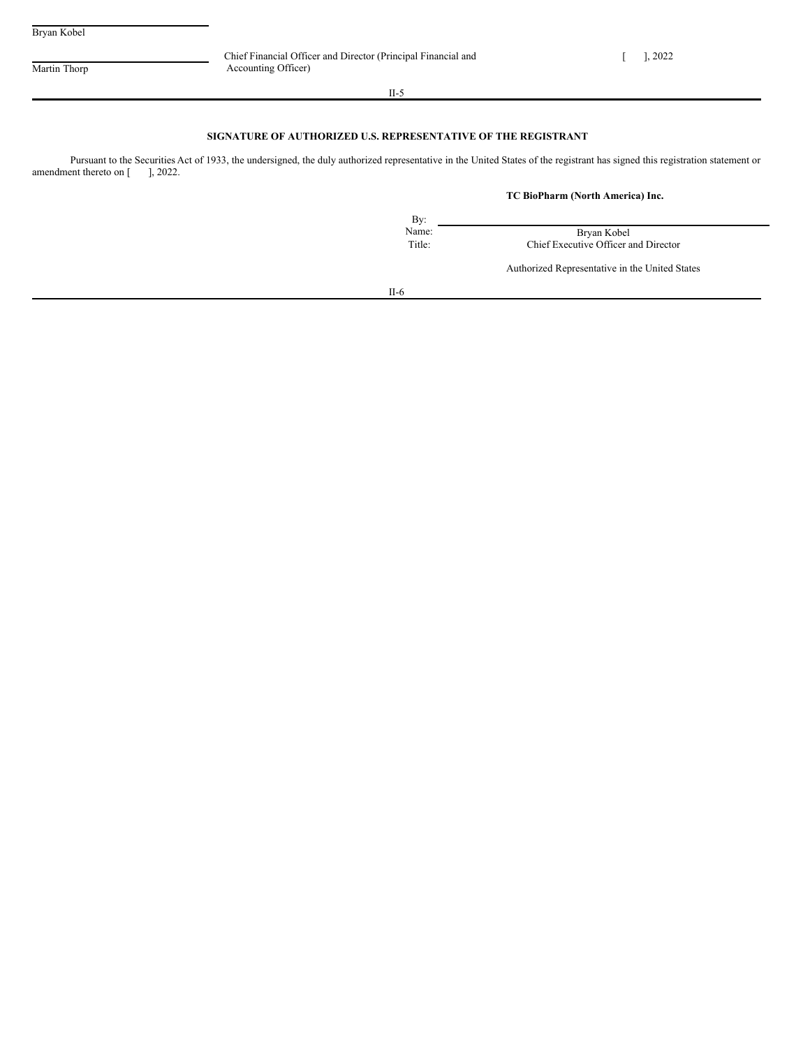| | | |
|---|---|---|
| Bryan Kobel | | |
| Martin Thorp | Chief Financial Officer and Director (Principal Financial and Accounting Officer) | [ ], 2022 |

## SIGNATURE OF AUTHORIZED U.S. REPRESENTATIVE OF THE REGISTRANT

Pursuant to the Securities Act of 1933, the undersigned, the duly authorized representative in the United States of the registrant has signed this registration statement or amendment thereto on [ ], 2022.

**TC BioPharm (North America) Inc.**

By:

Name: Bryan Kobel

Title: Chief Executive Officer and Director

Authorized Representative in the United States